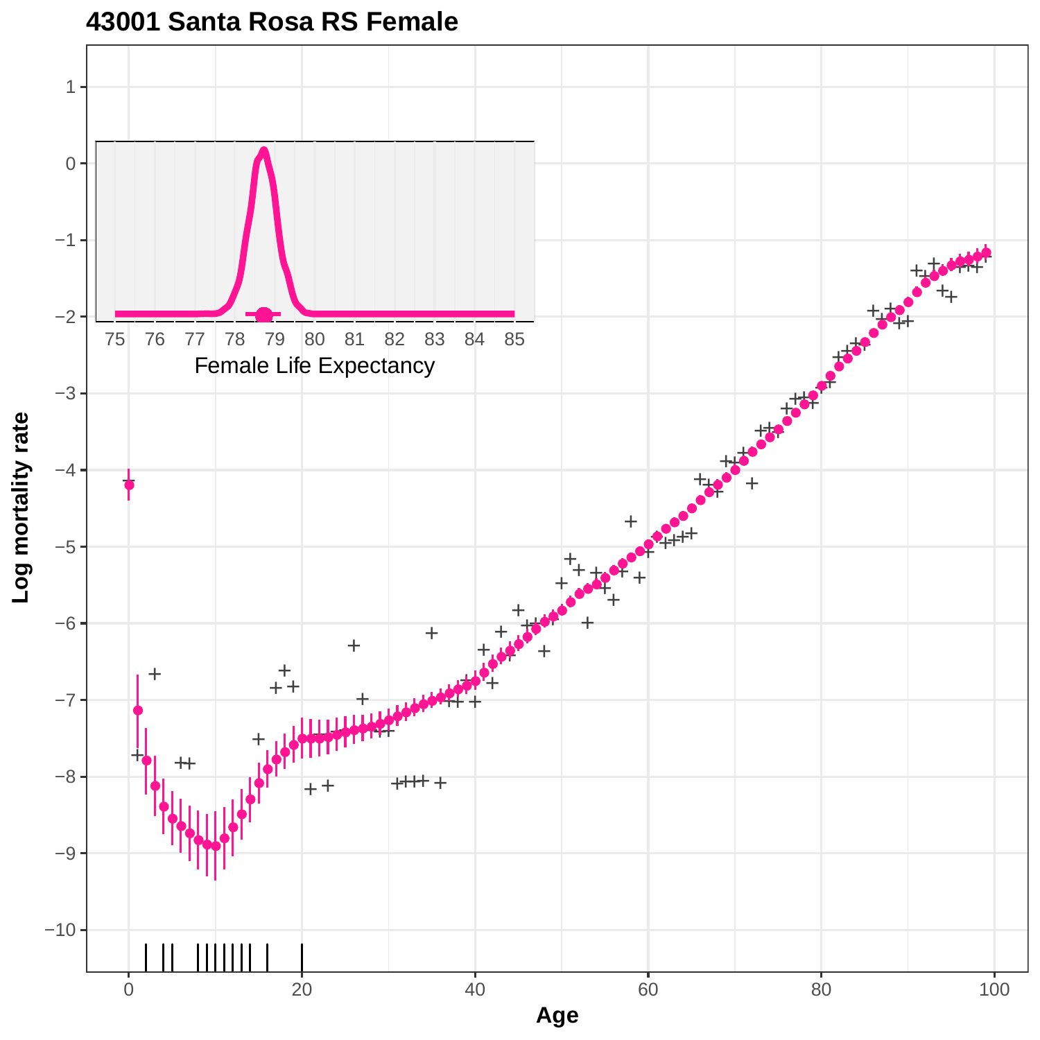# 43001 Santa Rosa RS Female

Female Life Expectancy

Log mortality rate

Age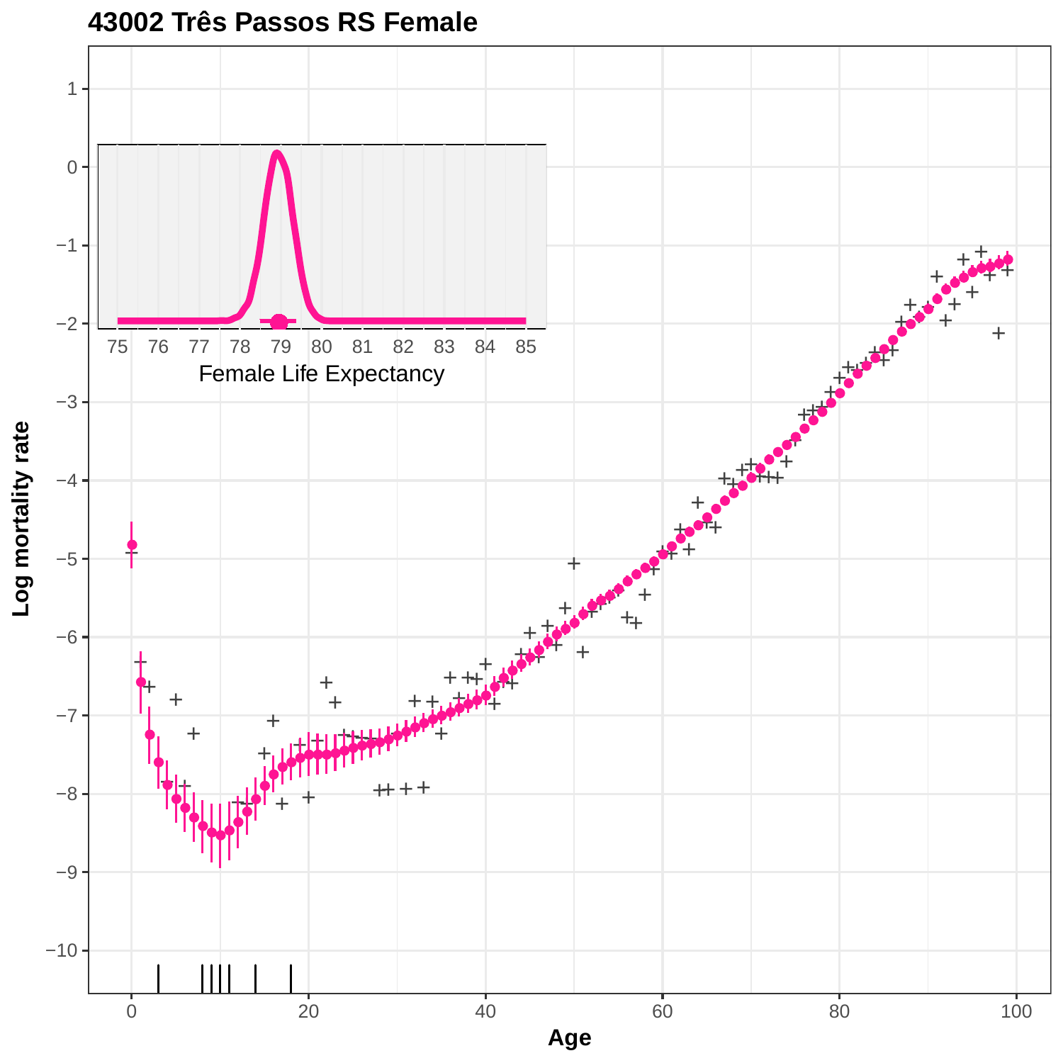# 43002 Três Passos RS Female

Log mortality rate

Age

Female Life Expectancy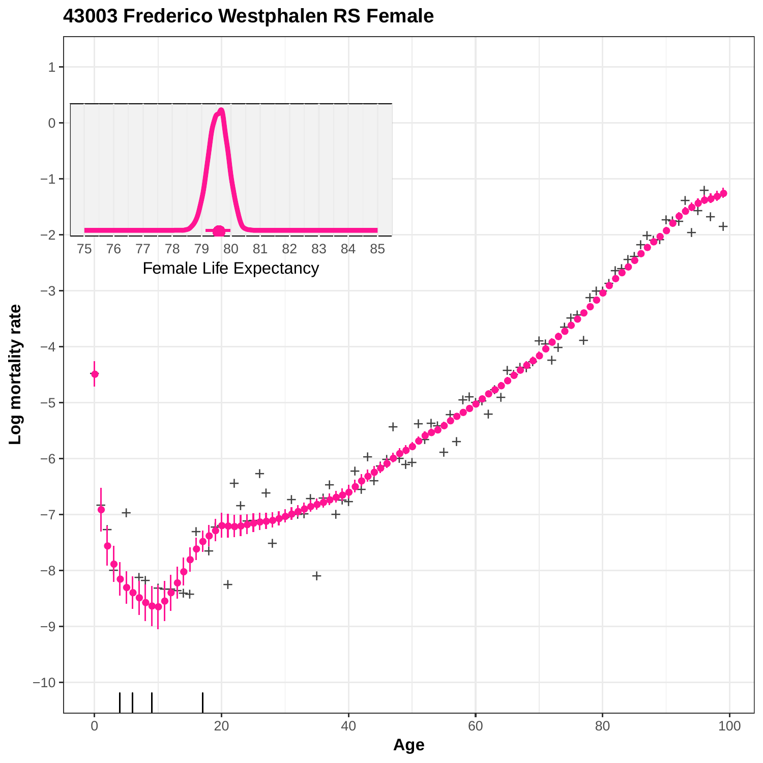# 43003 Frederico Westphalen RS Female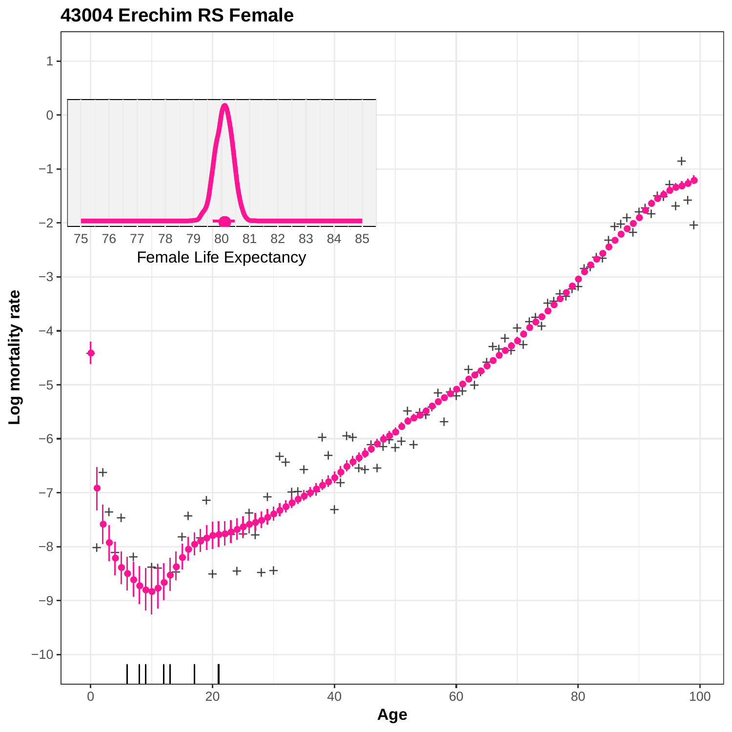# 43004 Erechim RS Female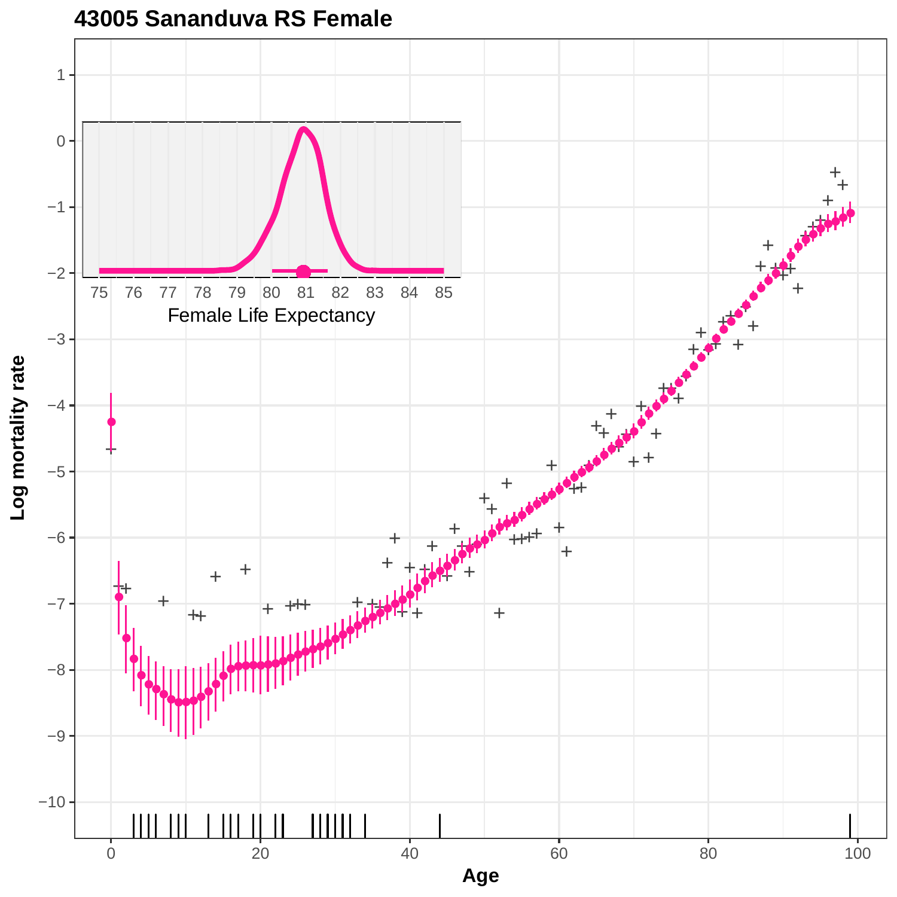## 43005 Sananduva RS Female

Log mortality rate

Age

Female Life Expectancy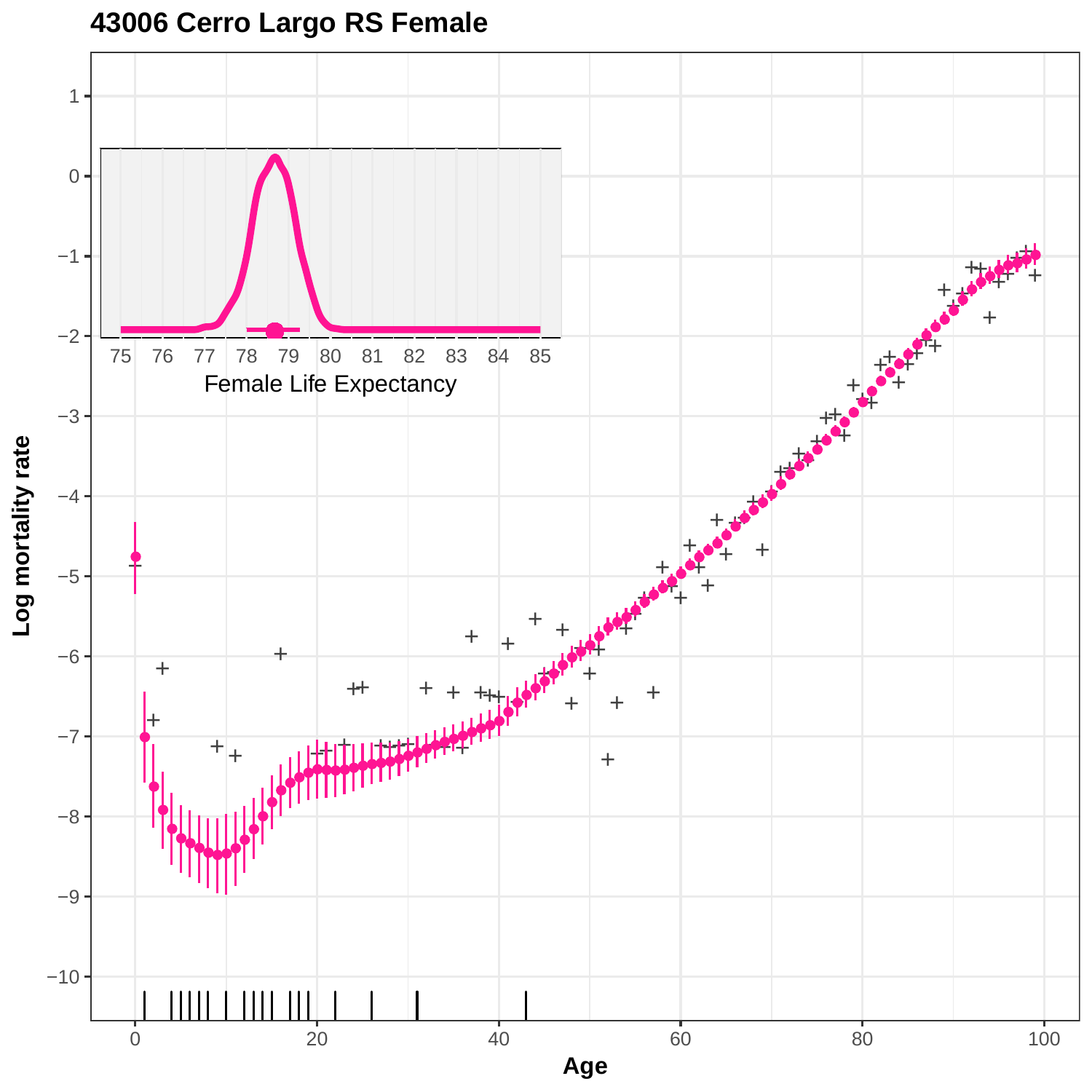## 43006 Cerro Largo RS Female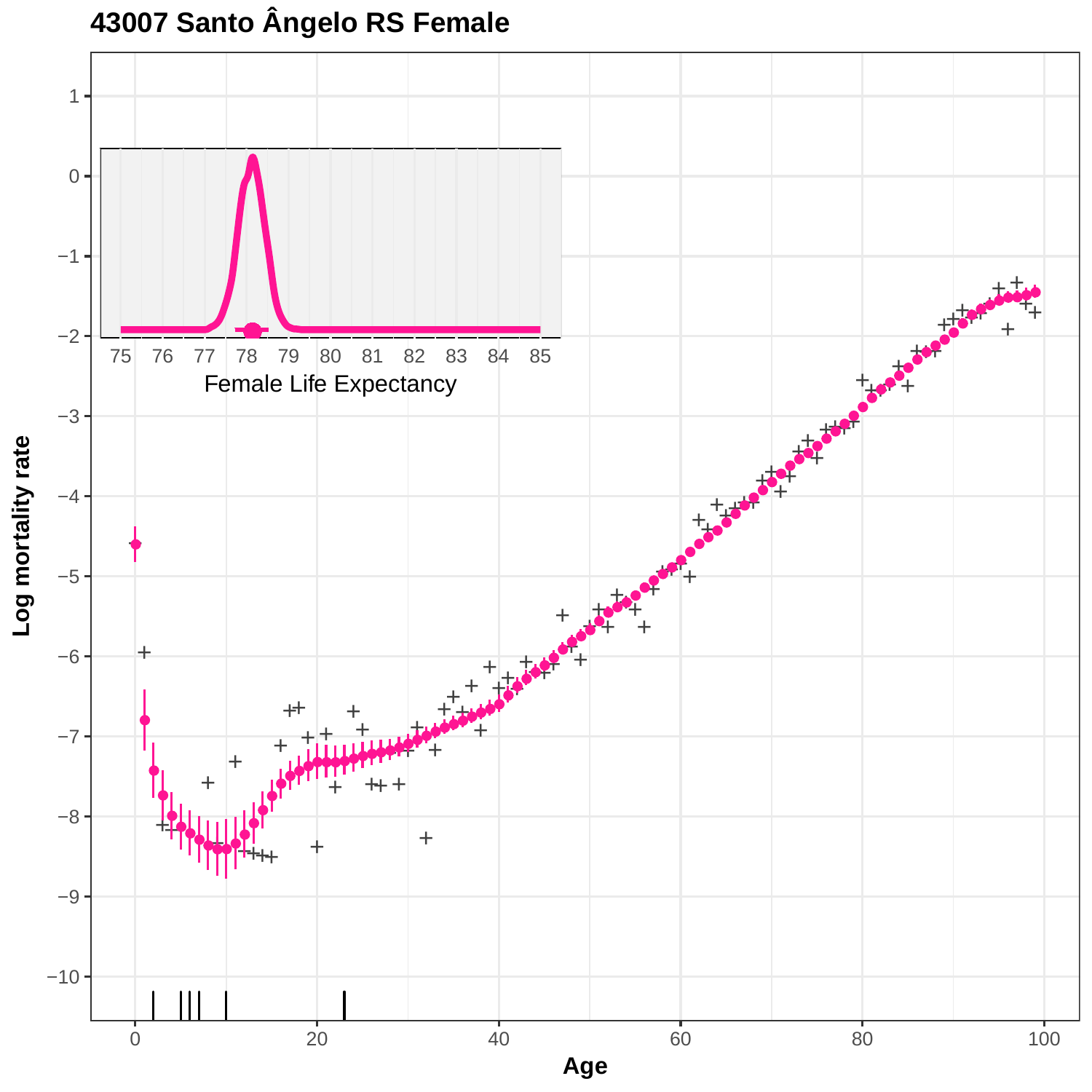# 43007 Santo Ângelo RS Female

Log mortality rate

Age

Female Life Expectancy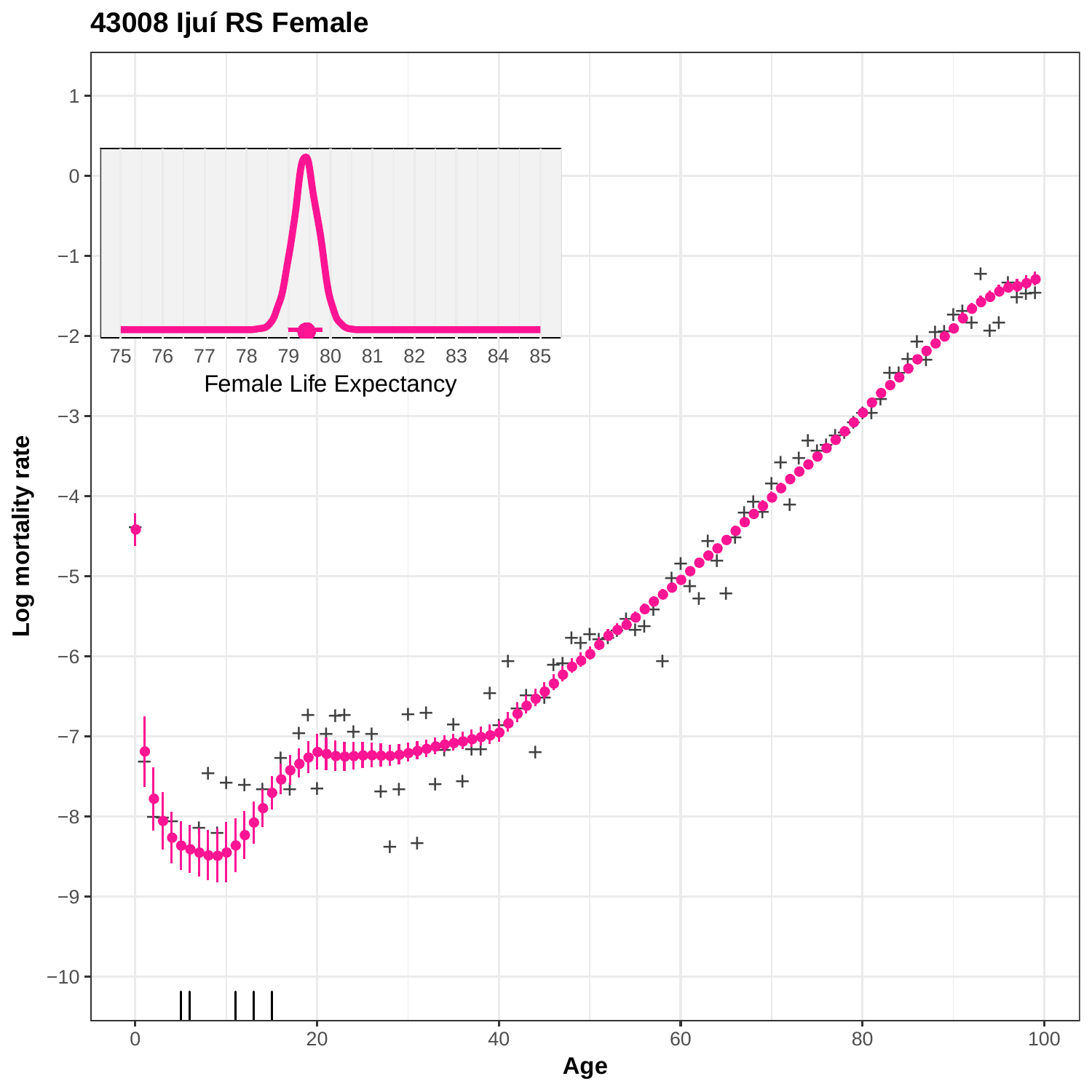# 43008 Ijuí RS Female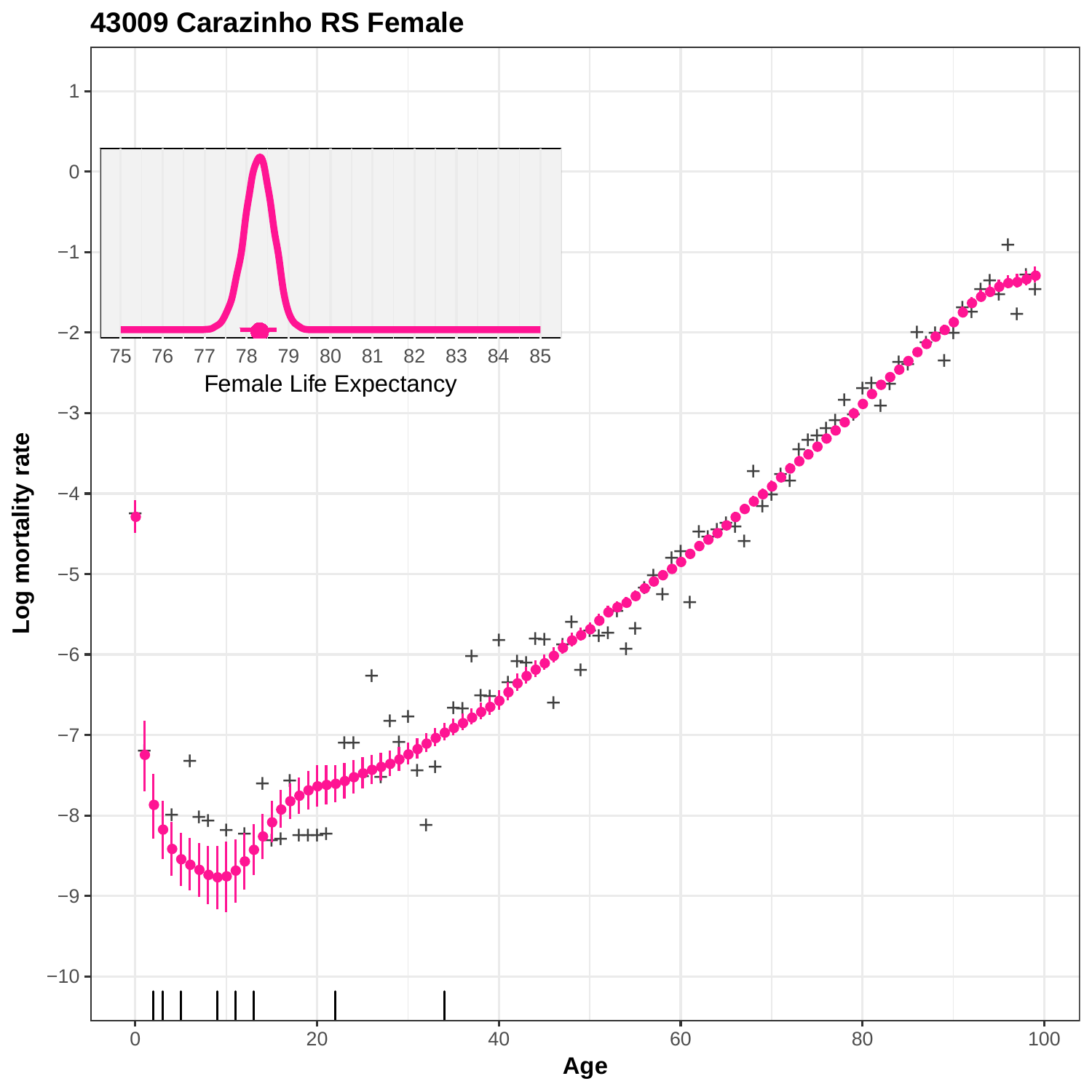## 43009 Carazinho RS Female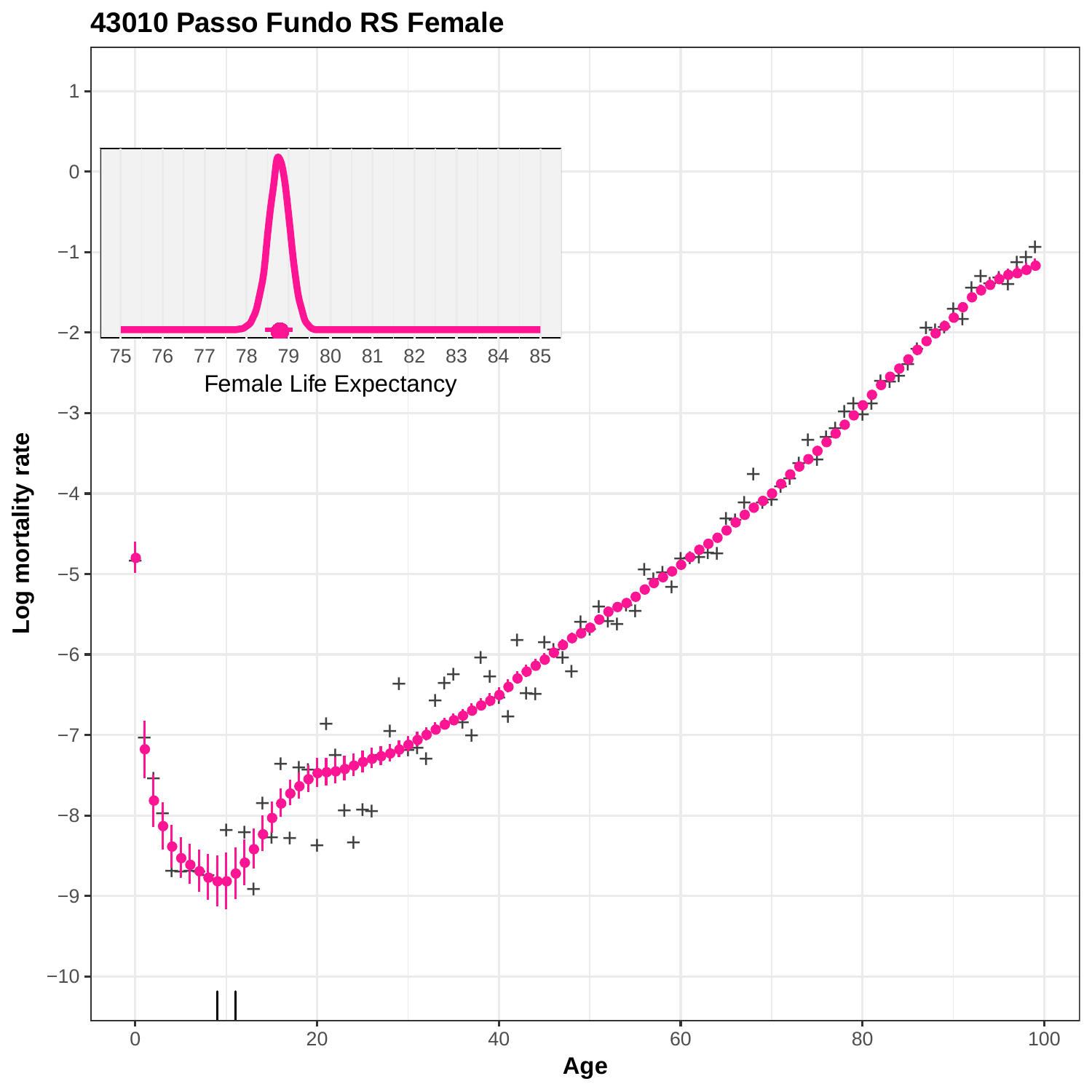## 43010 Passo Fundo RS Female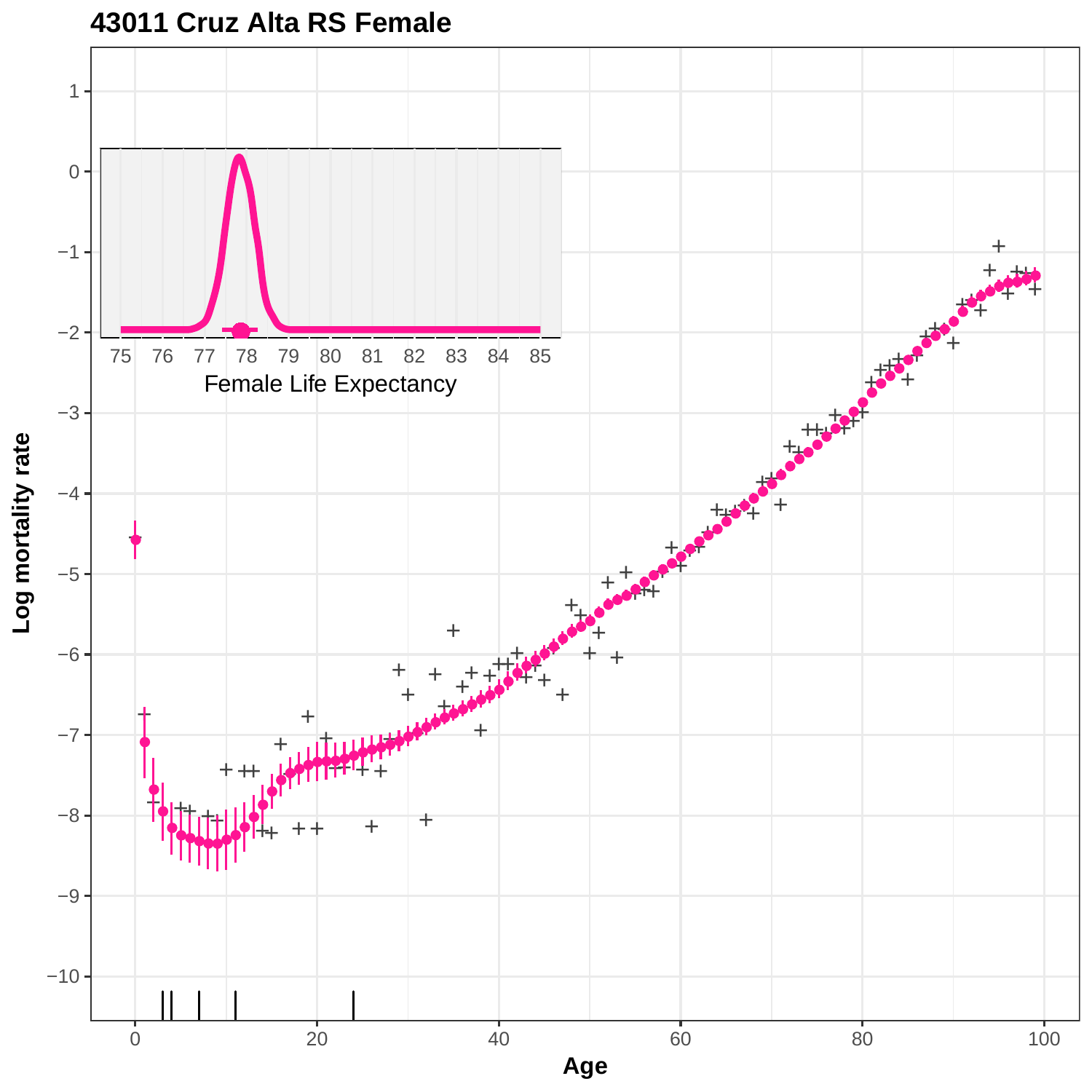# 43011 Cruz Alta RS Female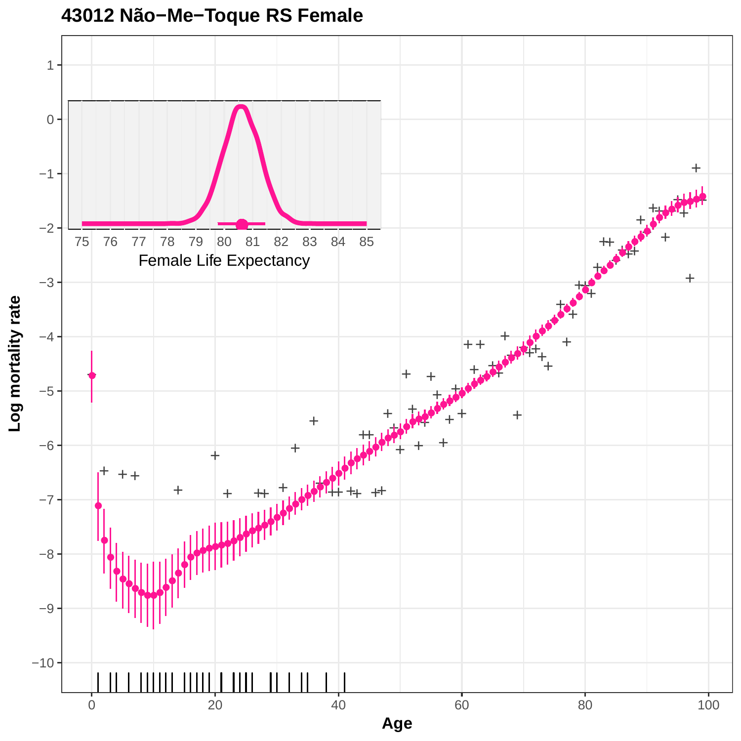## 43012 Não−Me−Toque RS Female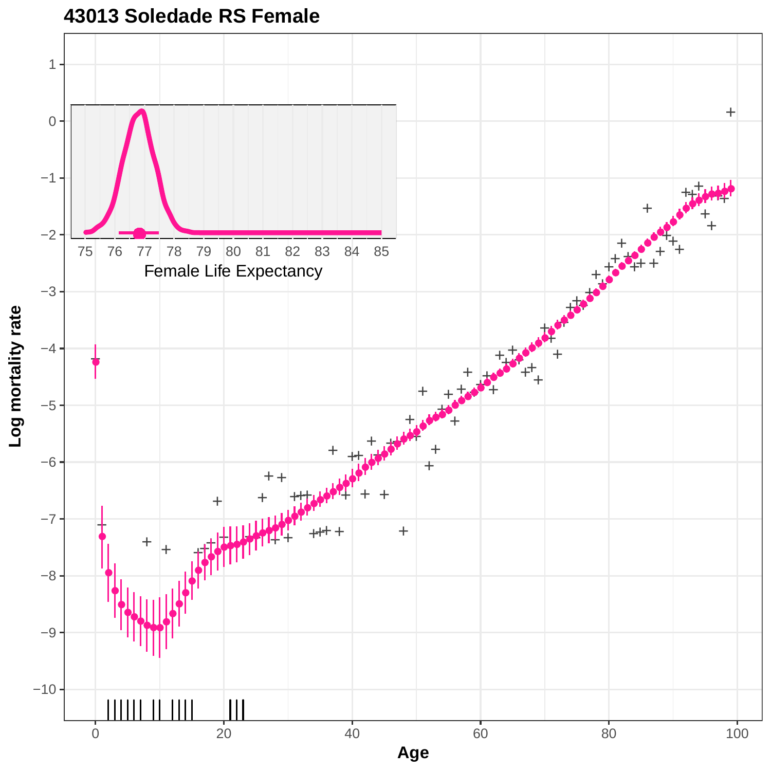## 43013 Soledade RS Female

Female Life Expectancy

Log mortality rate

Age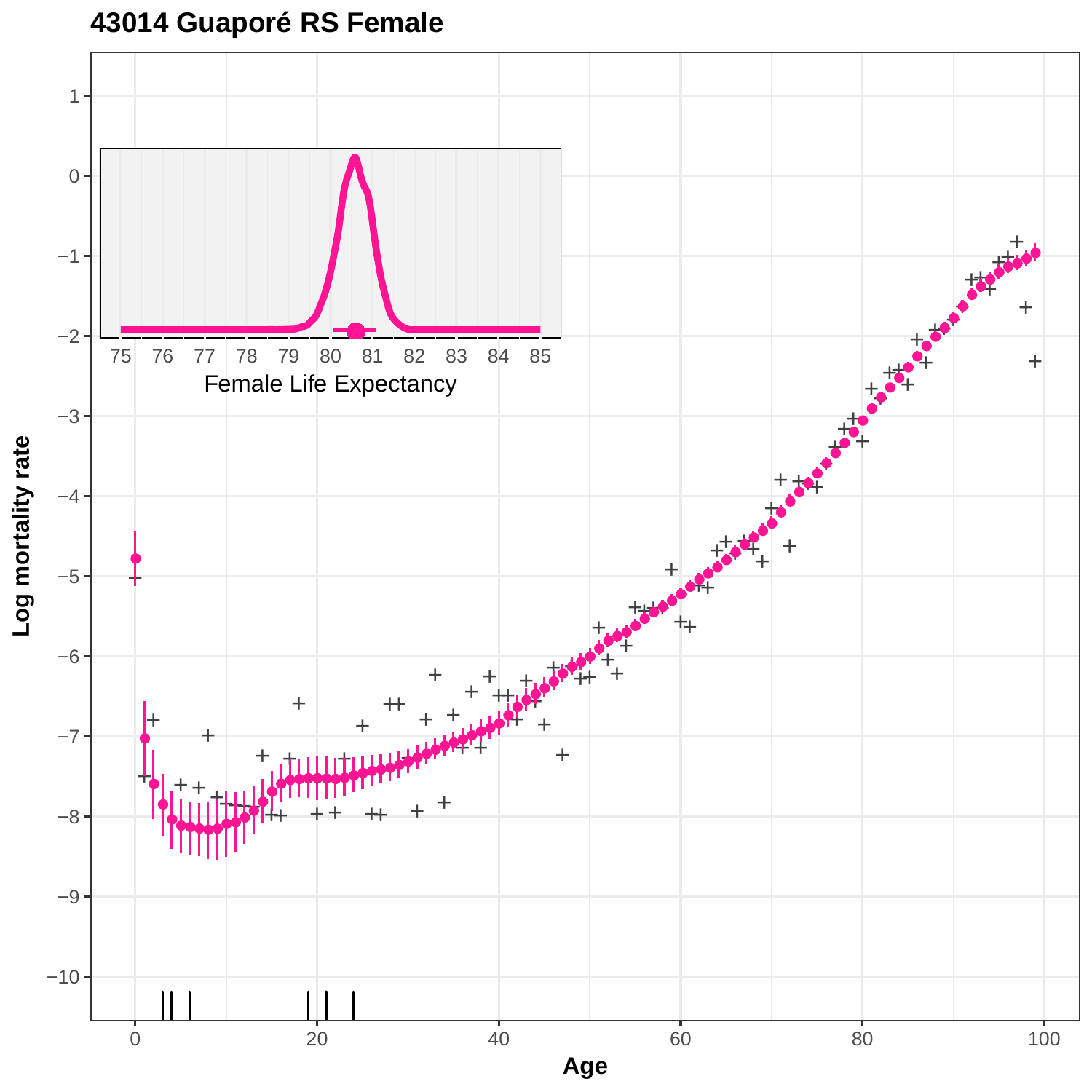**43014 Guaporé RS Female**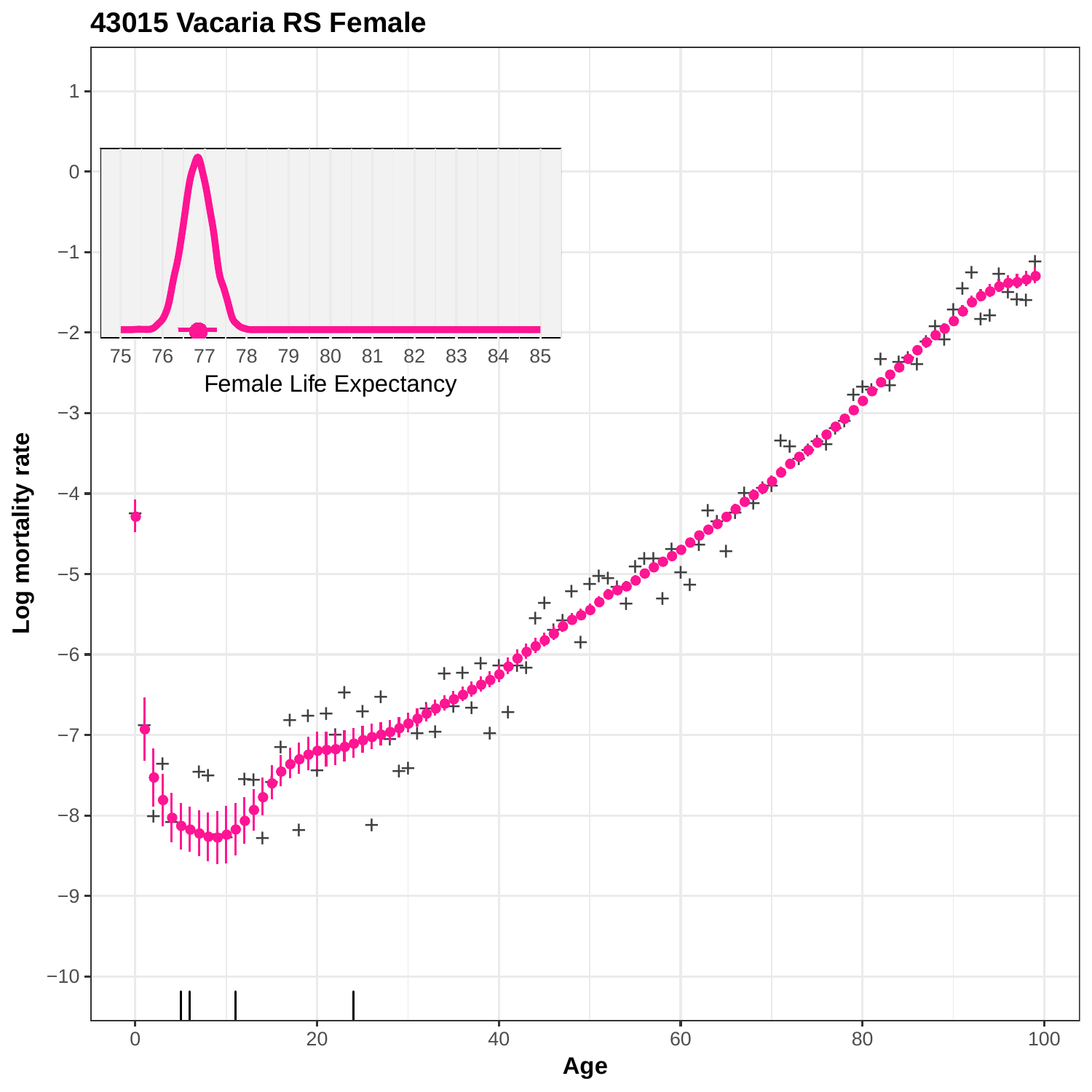# 43015 Vacaria RS Female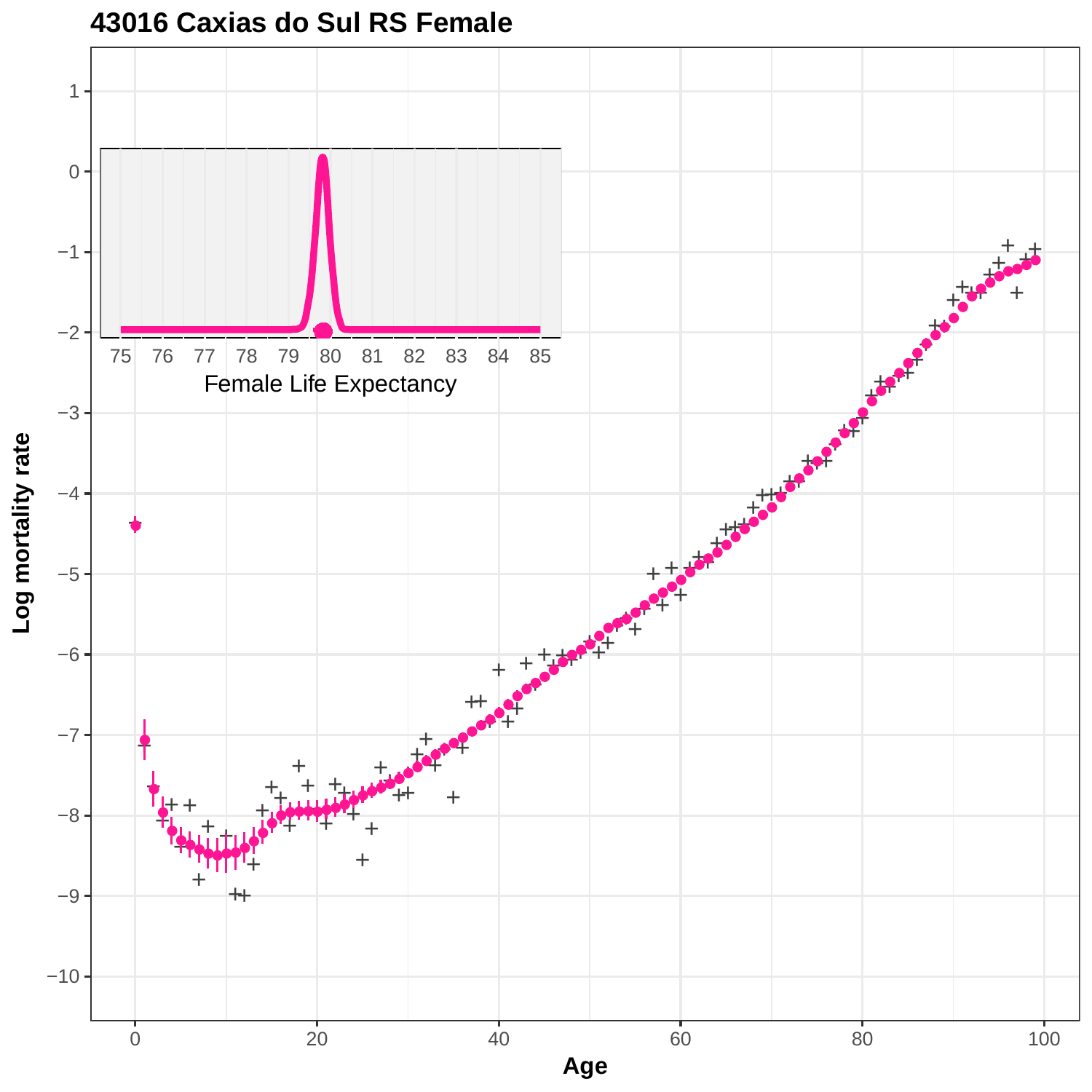# 43016 Caxias do Sul RS Female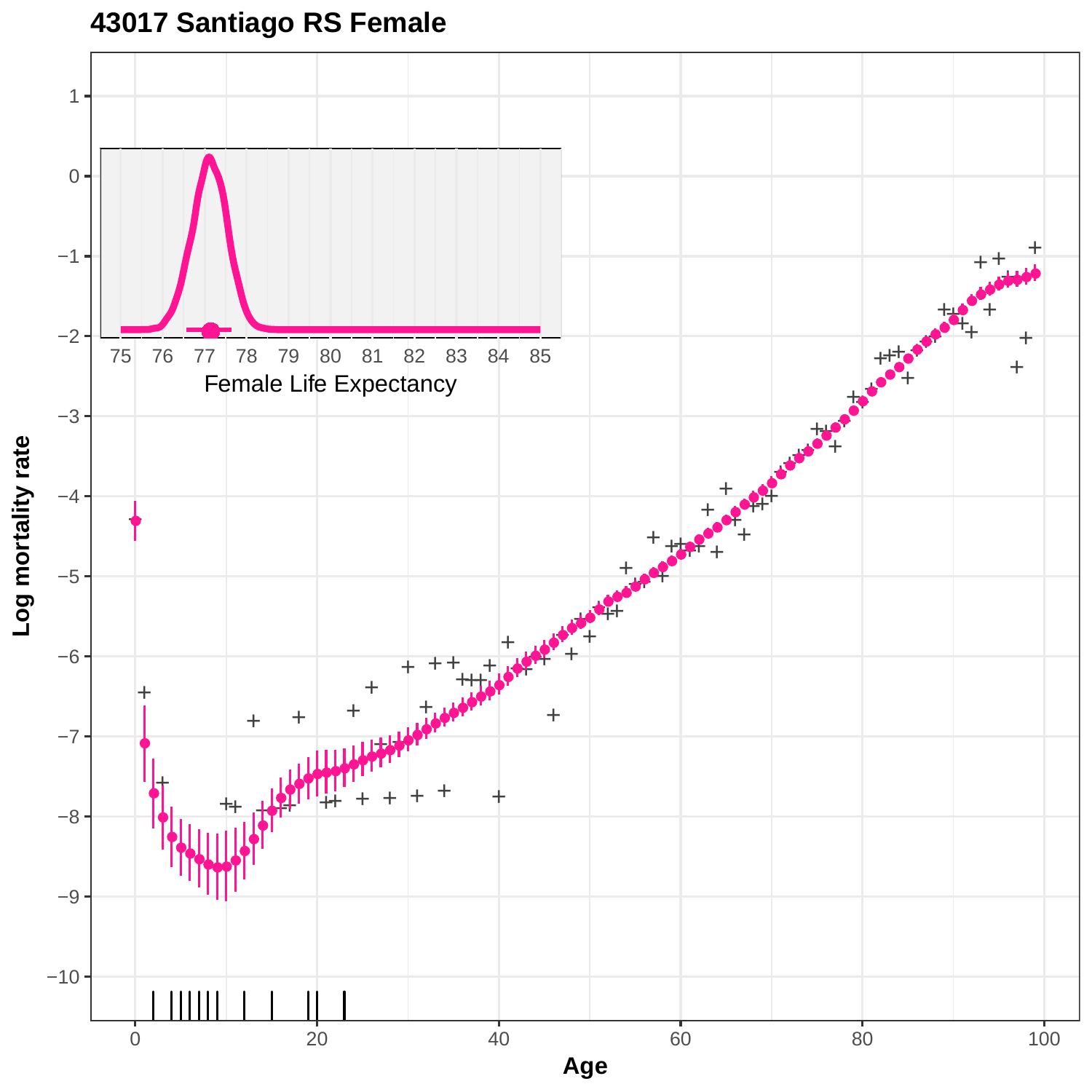# 43017 Santiago RS Female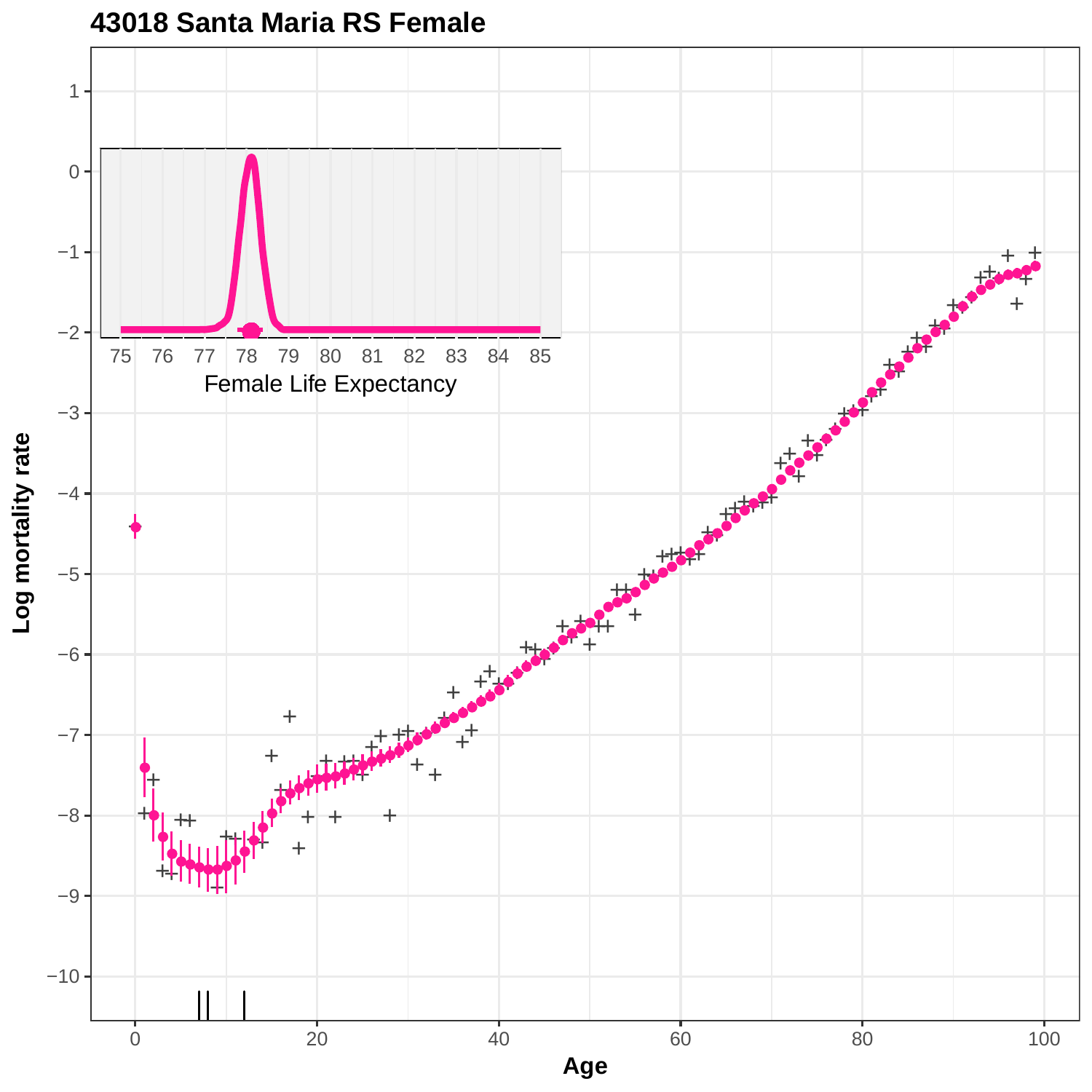# 43018 Santa Maria RS Female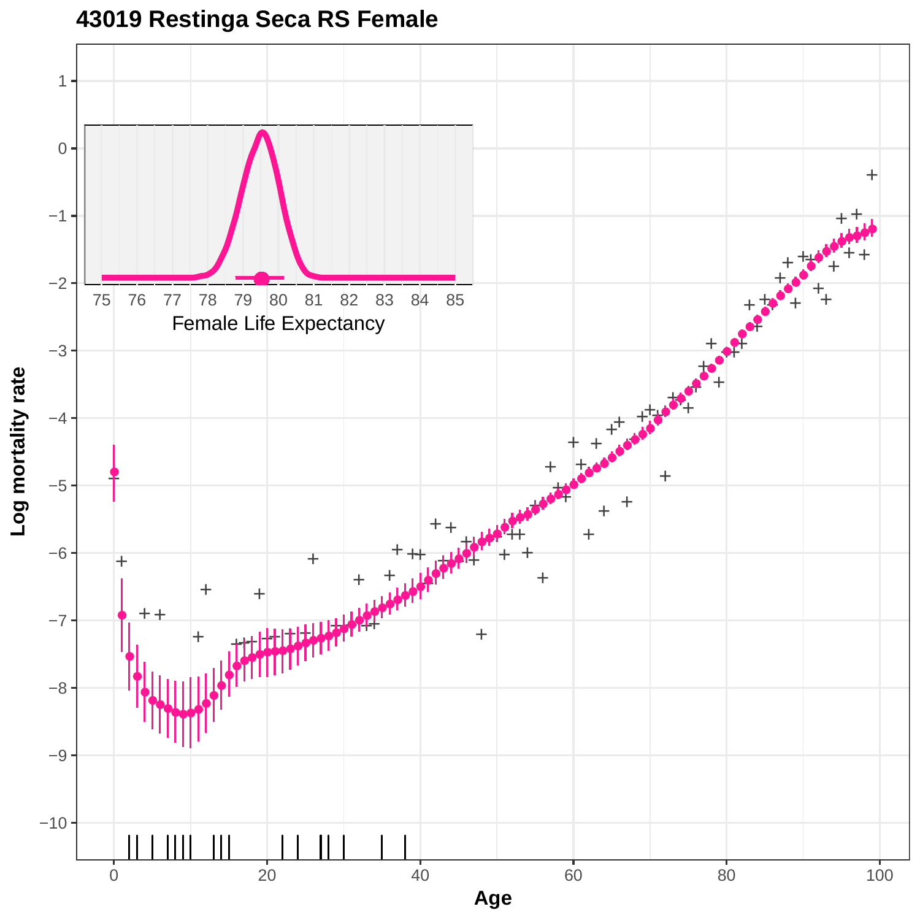## 43019 Restinga Seca RS Female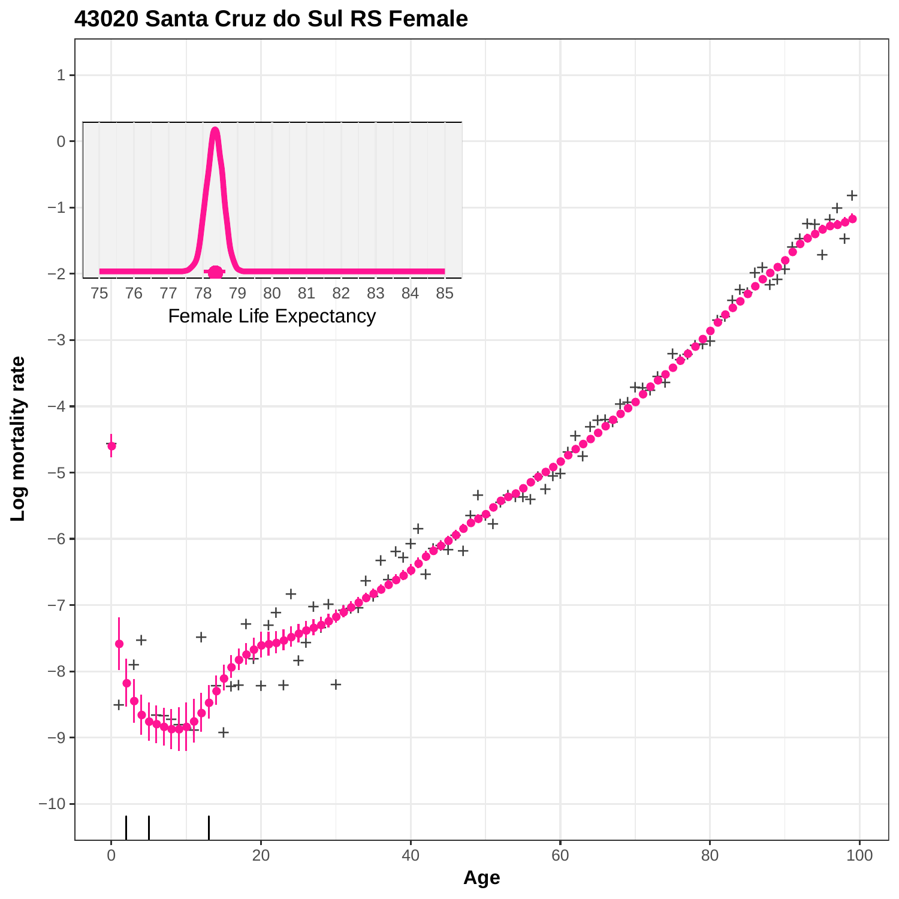# 43020 Santa Cruz do Sul RS Female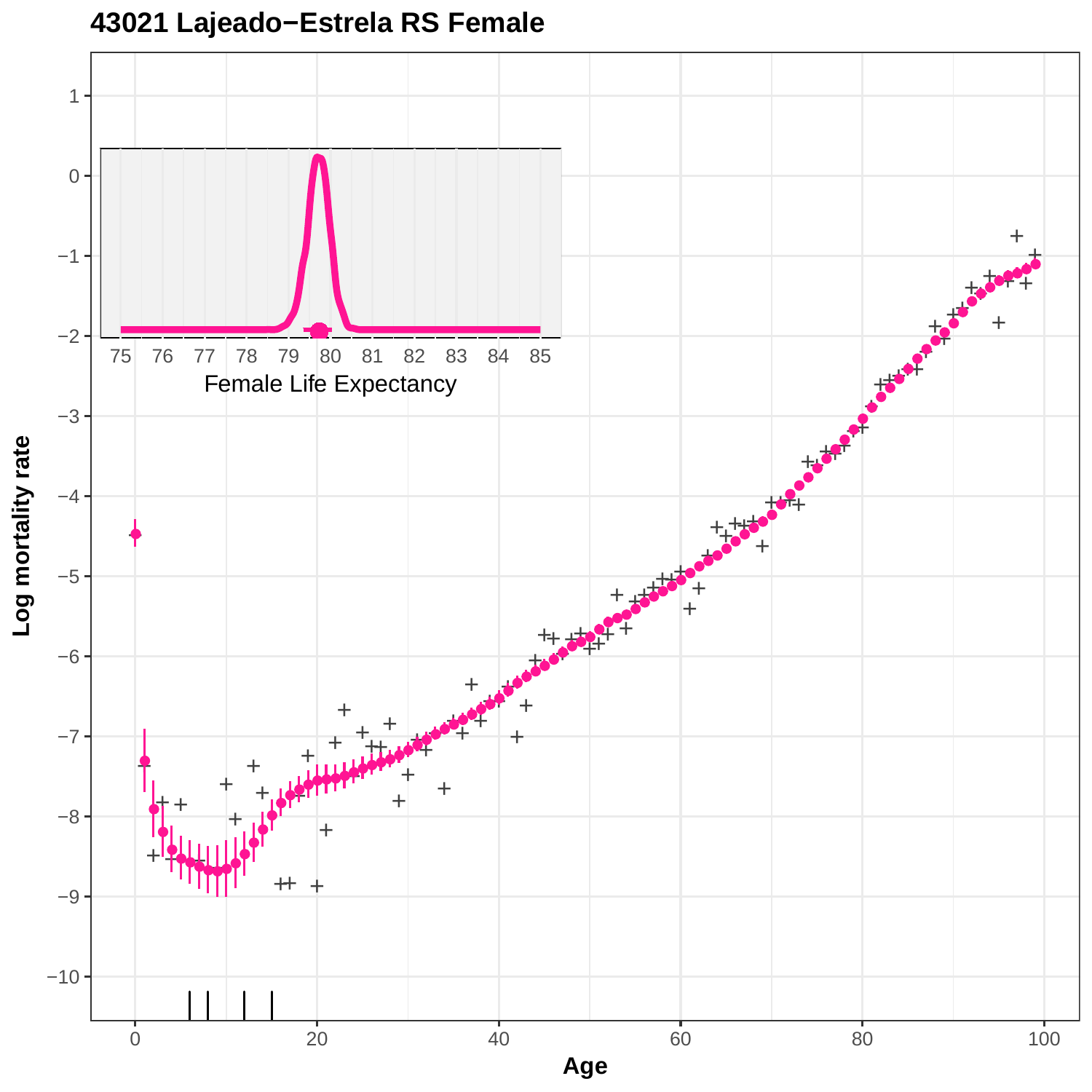# 43021 Lajeado−Estrela RS Female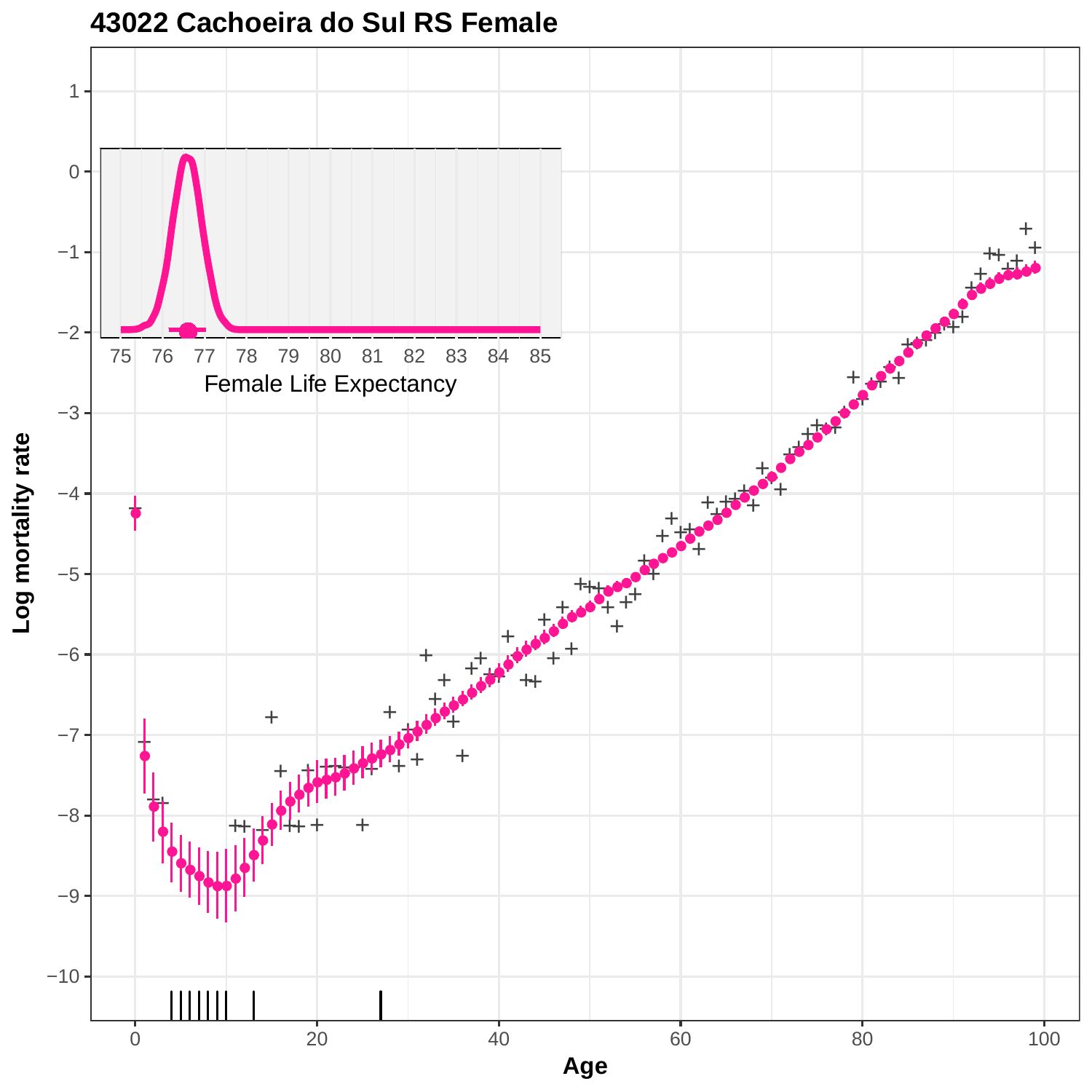# 43022 Cachoeira do Sul RS Female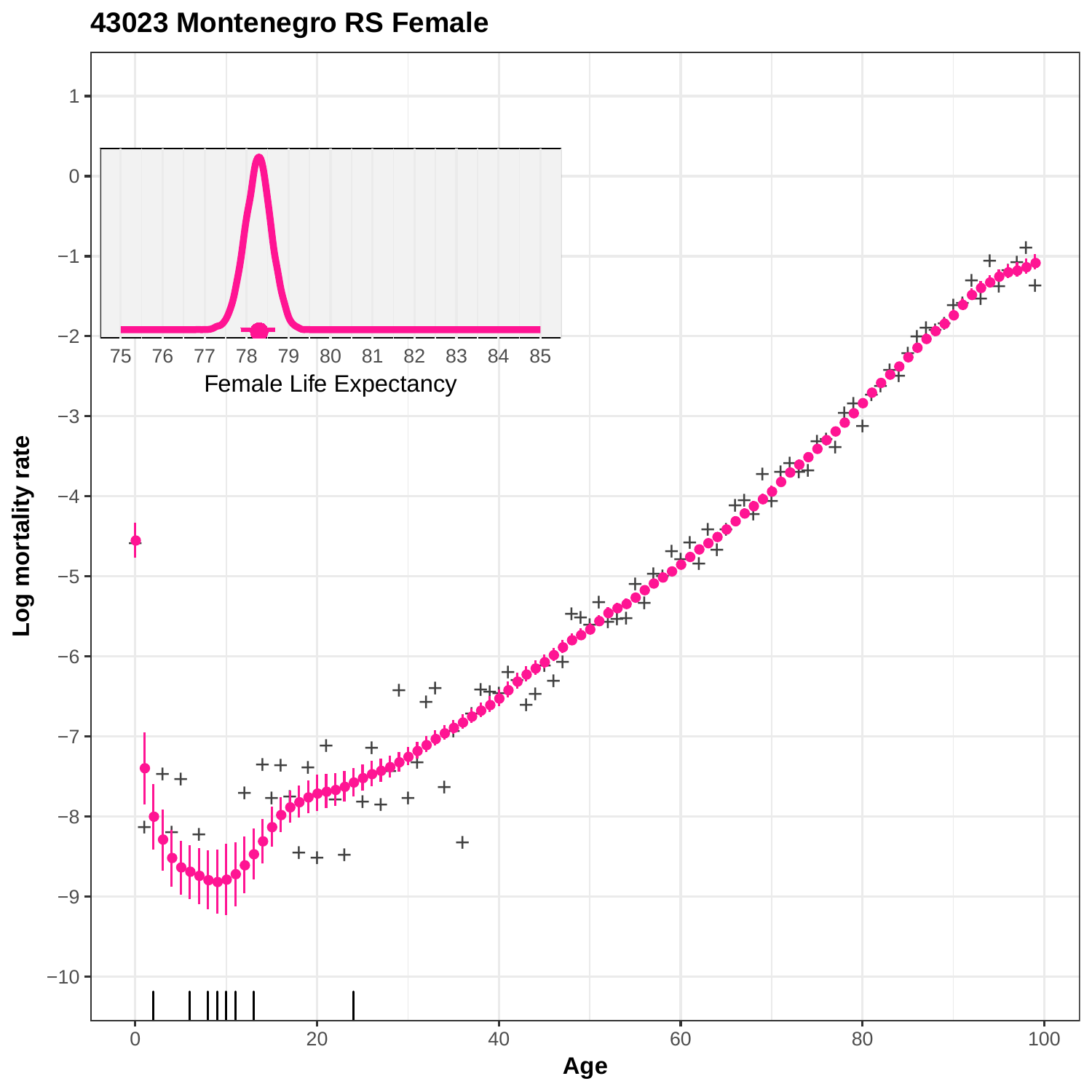# 43023 Montenegro RS Female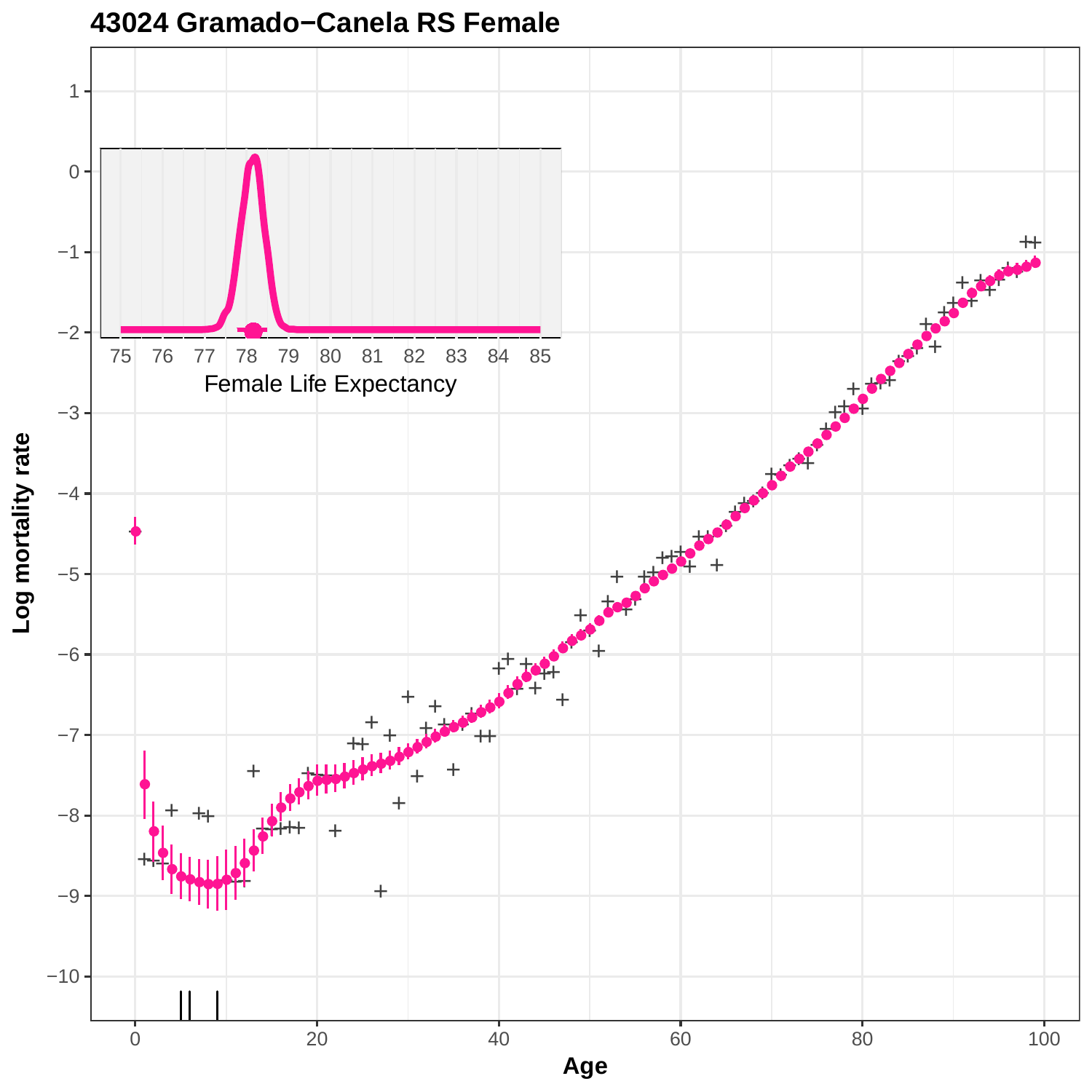# 43024 Gramado−Canela RS Female

Female Life Expectancy

Log mortality rate

Age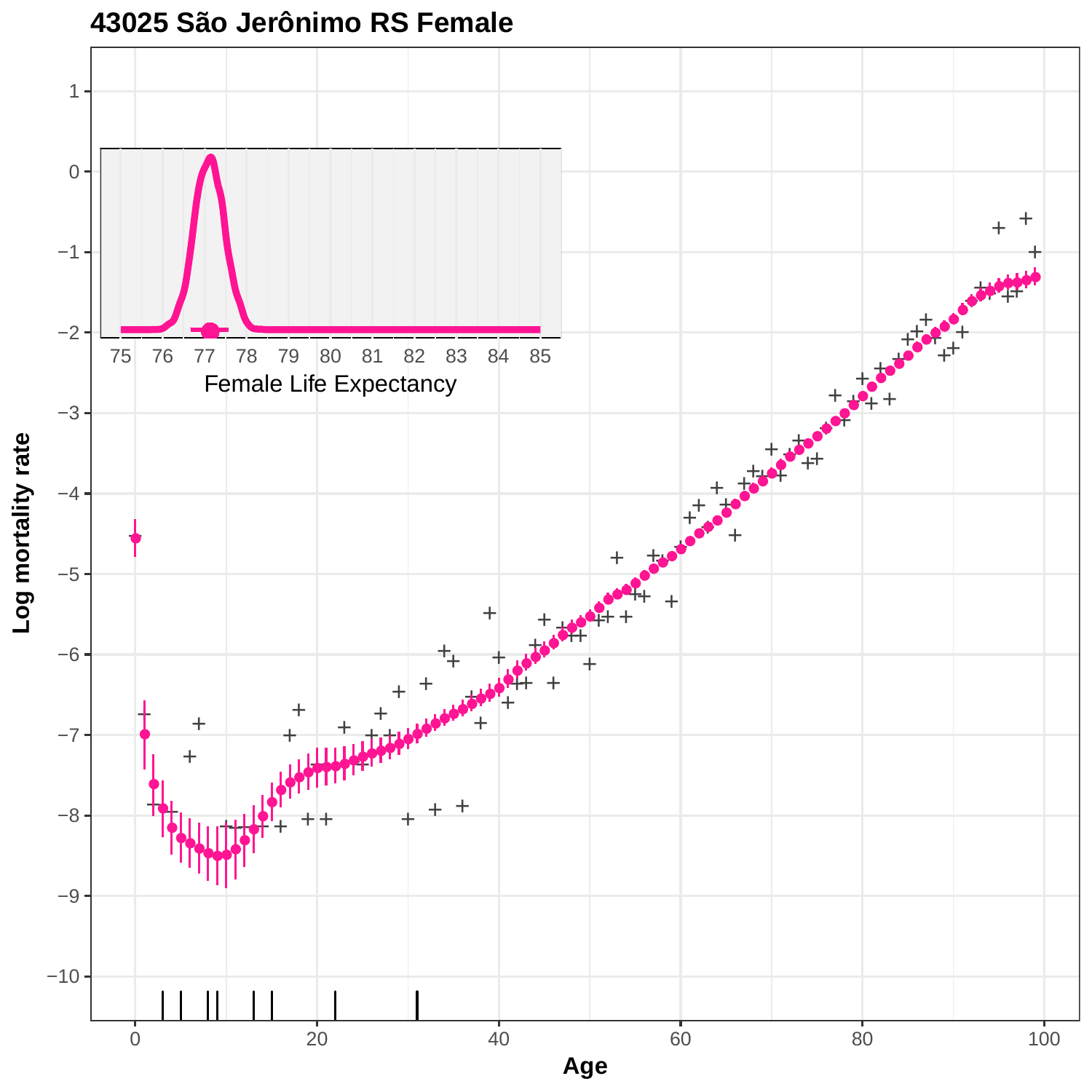# 43025 São Jerônimo RS Female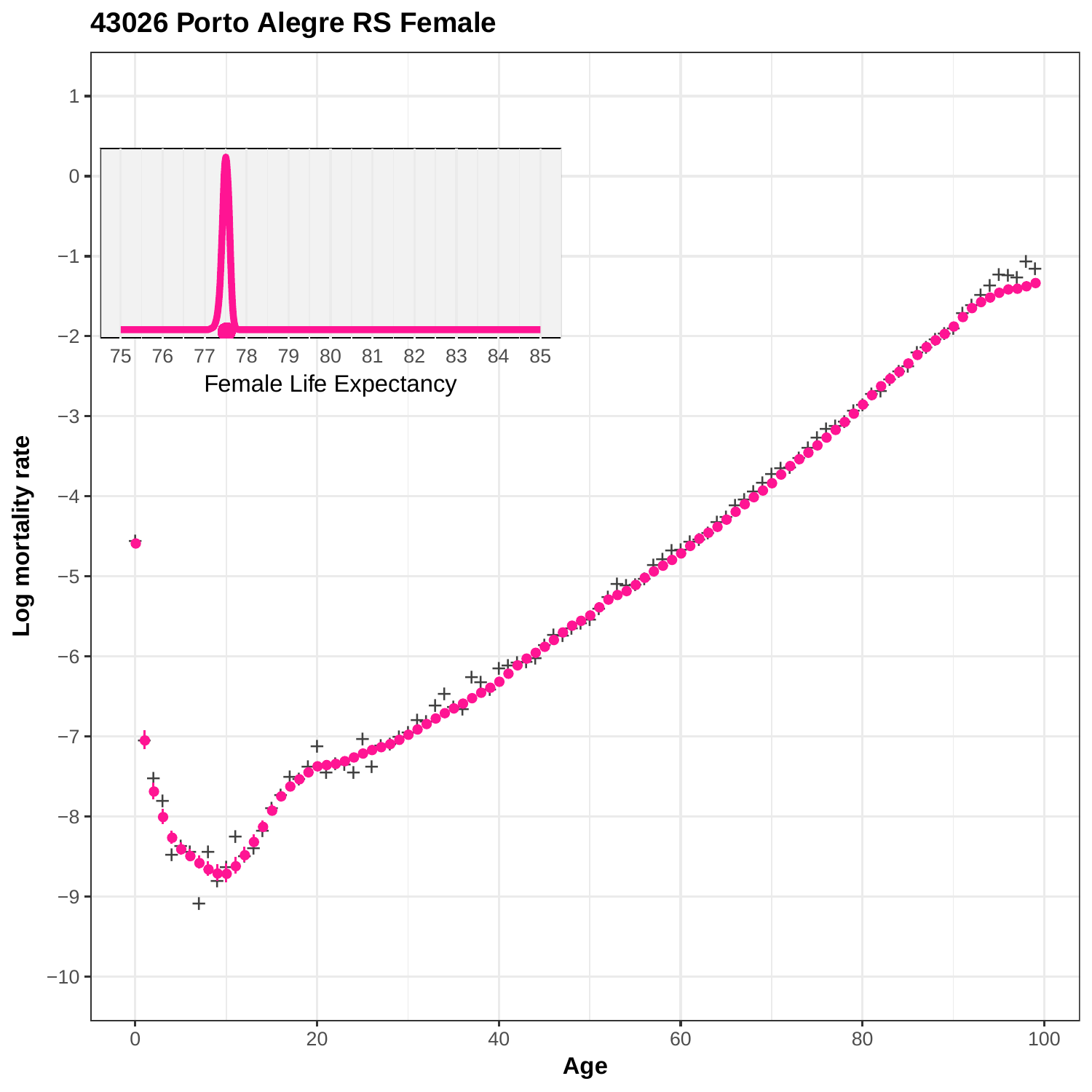# 43026 Porto Alegre RS Female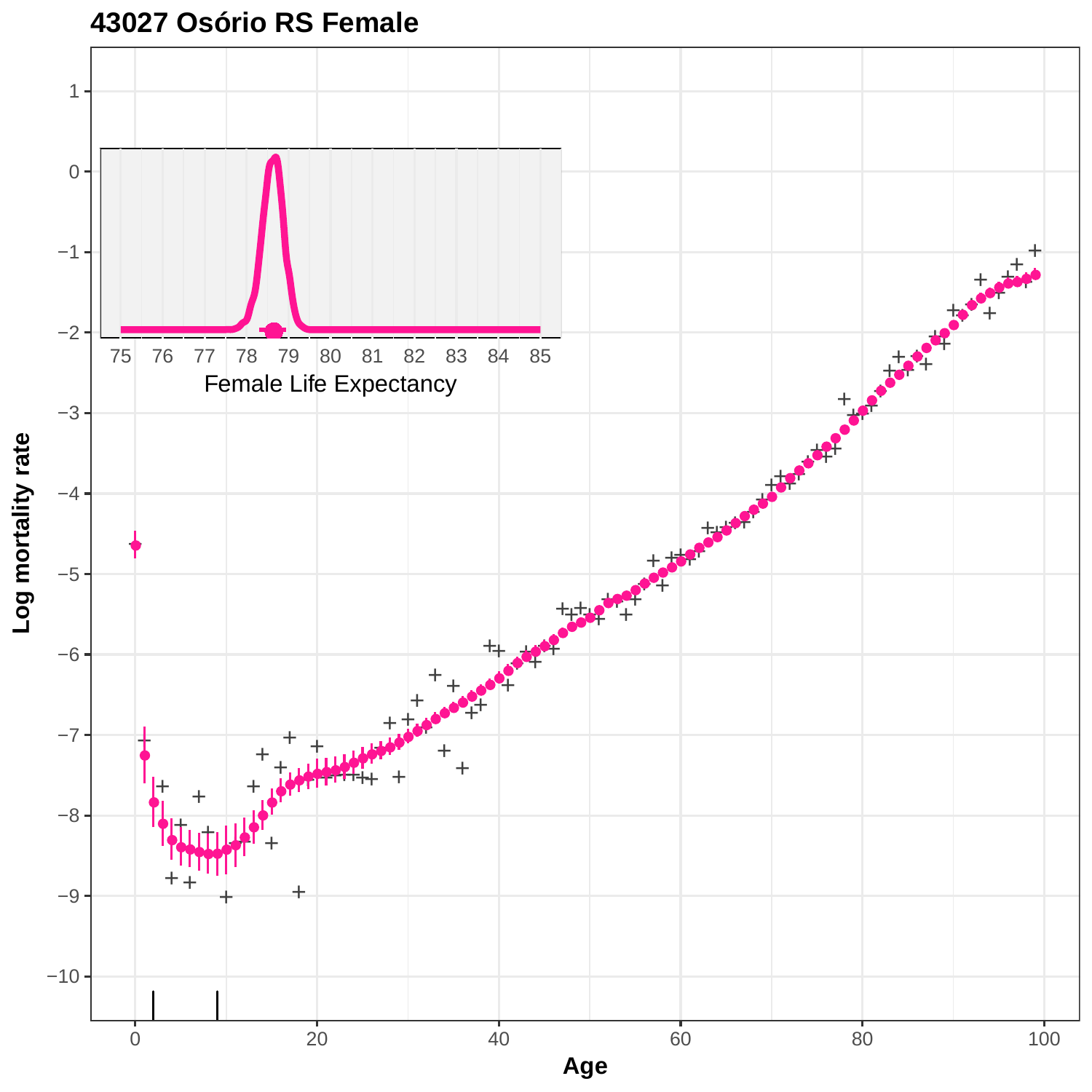# 43027 Osório RS Female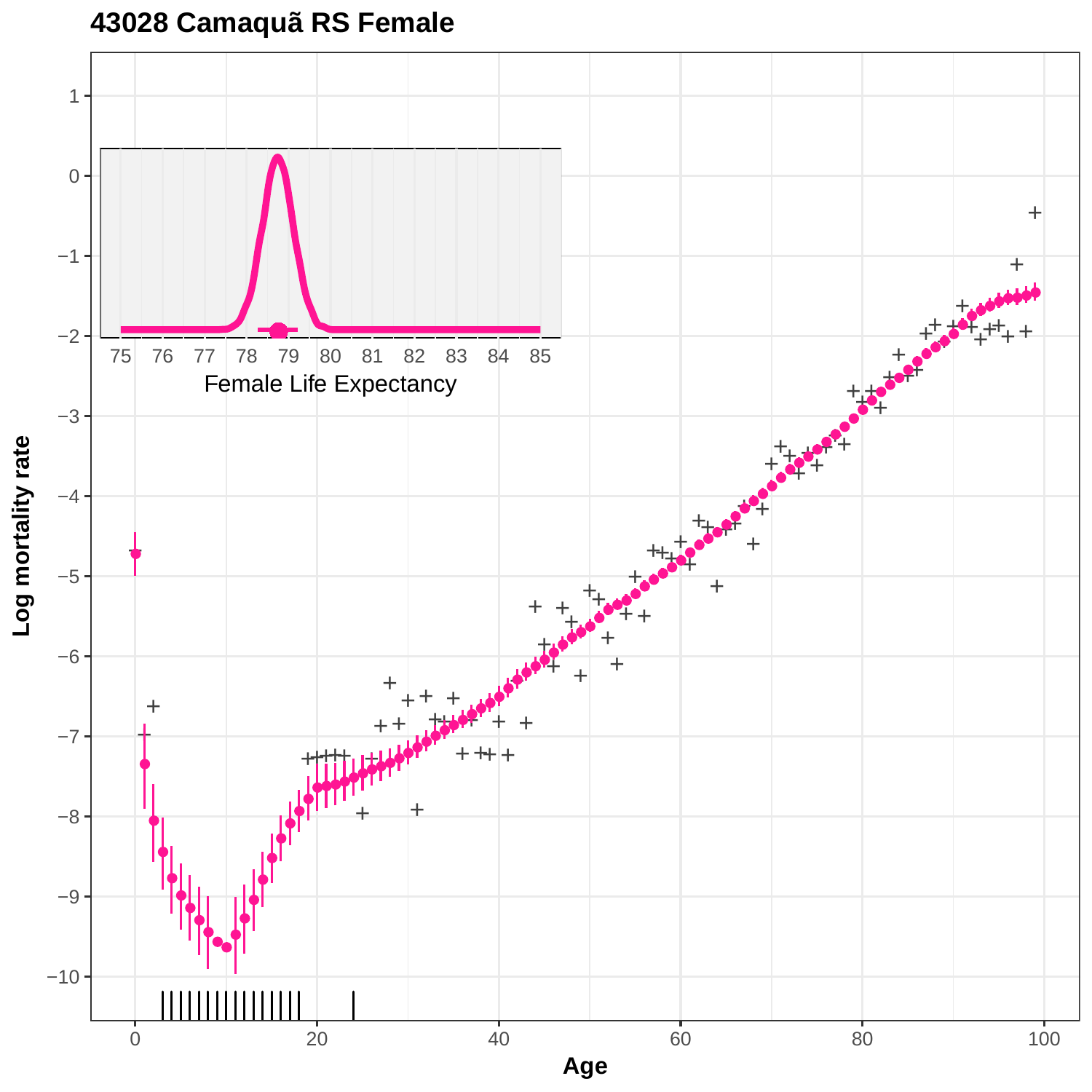# 43028 Camaquã RS Female

Log mortality rate

Age

Female Life Expectancy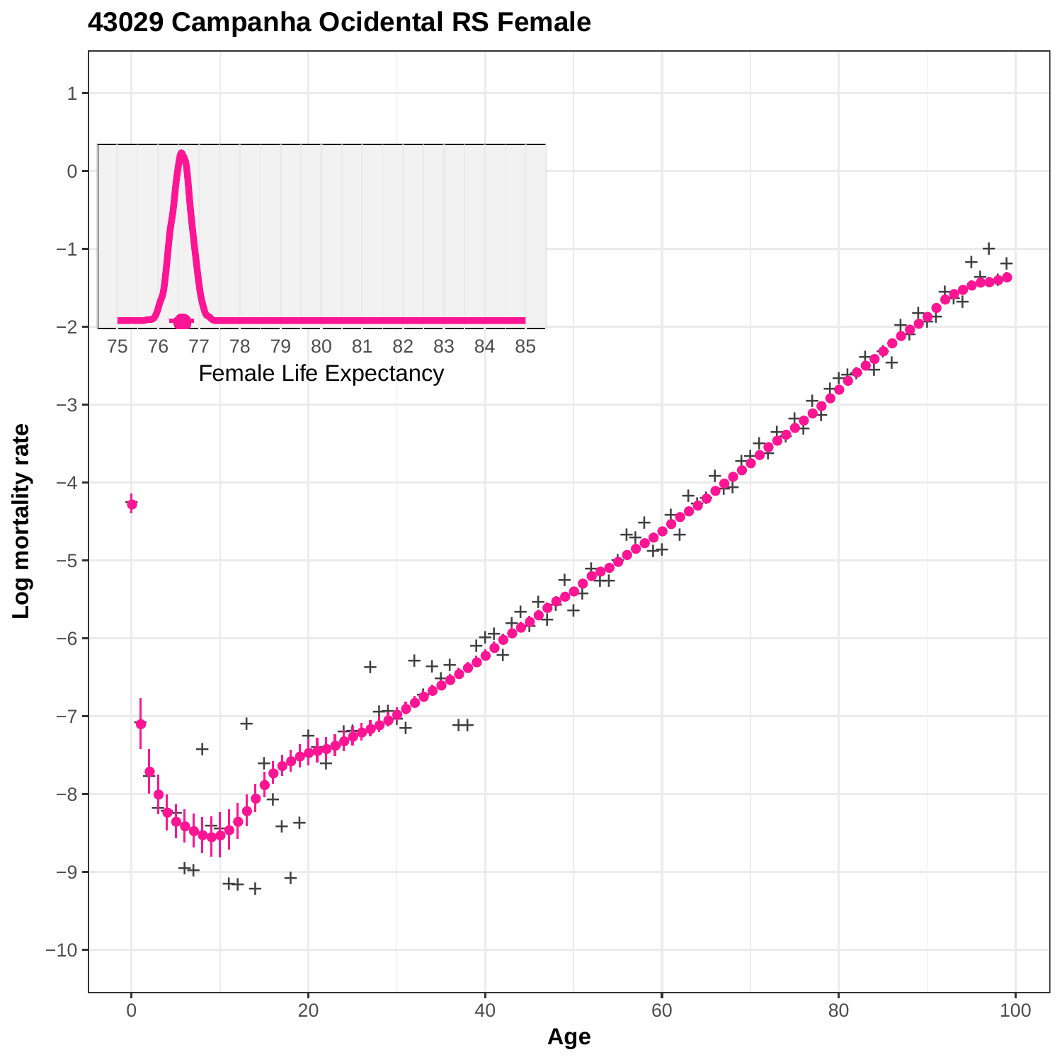# 43029 Campanha Ocidental RS Female

Log mortality rate

Age

Female Life Expectancy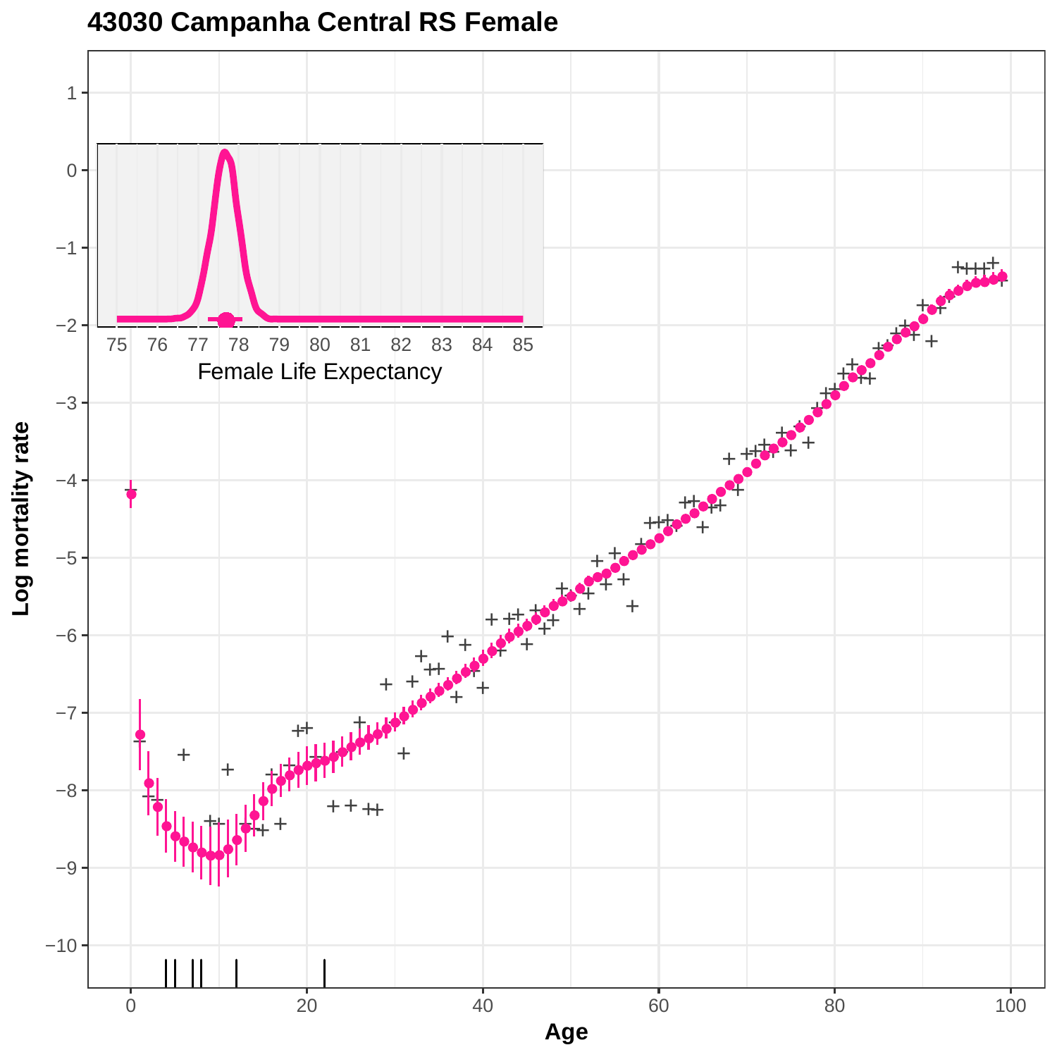# 43030 Campanha Central RS Female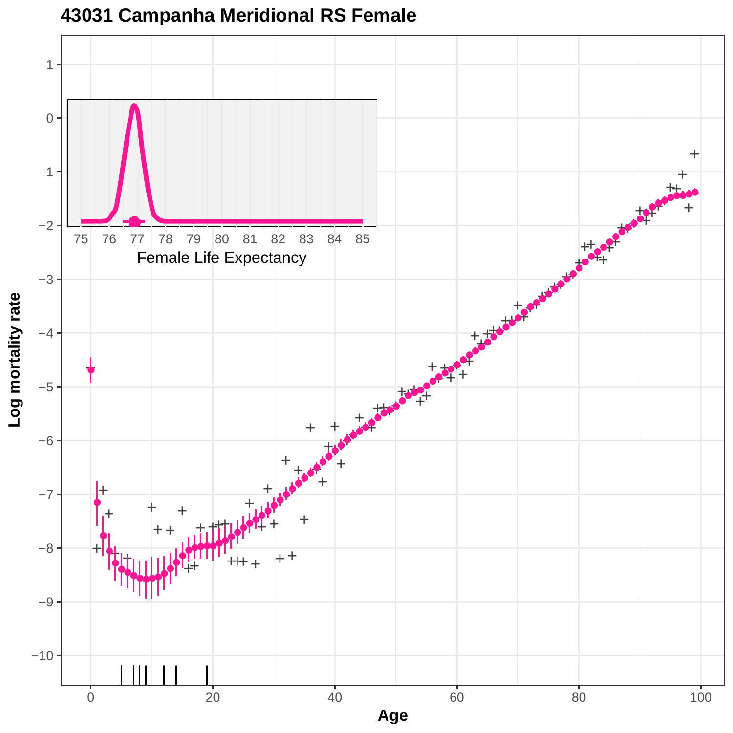# 43031 Campanha Meridional RS Female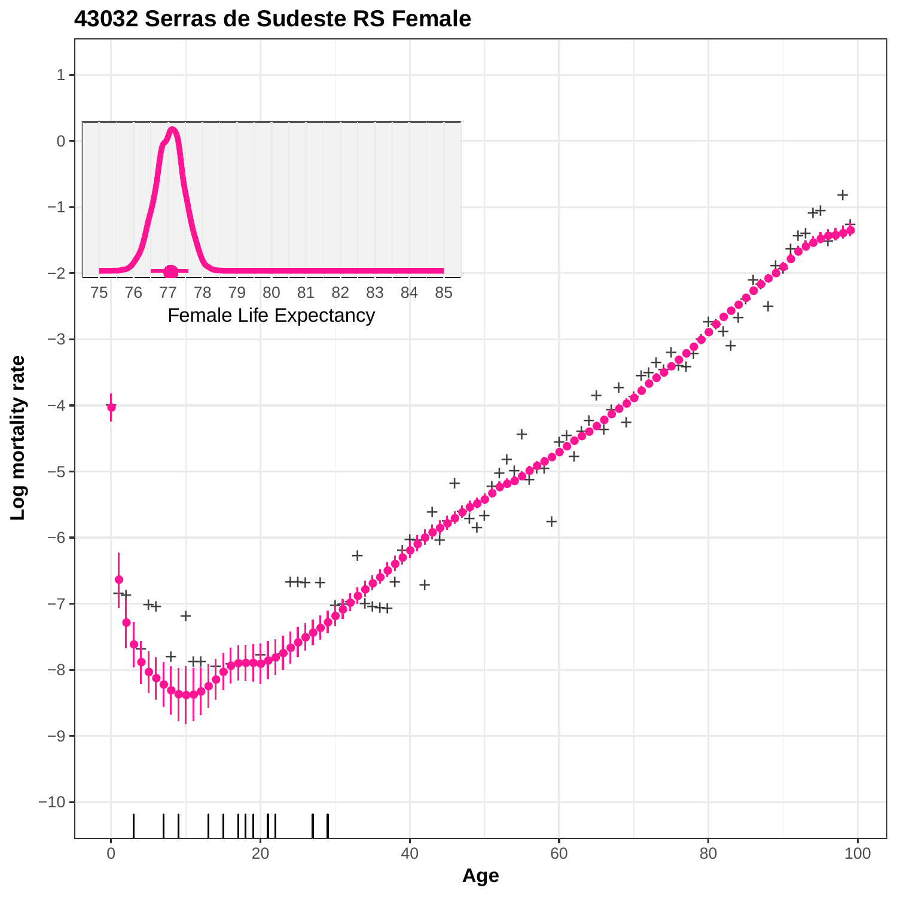# 43032 Serras de Sudeste RS Female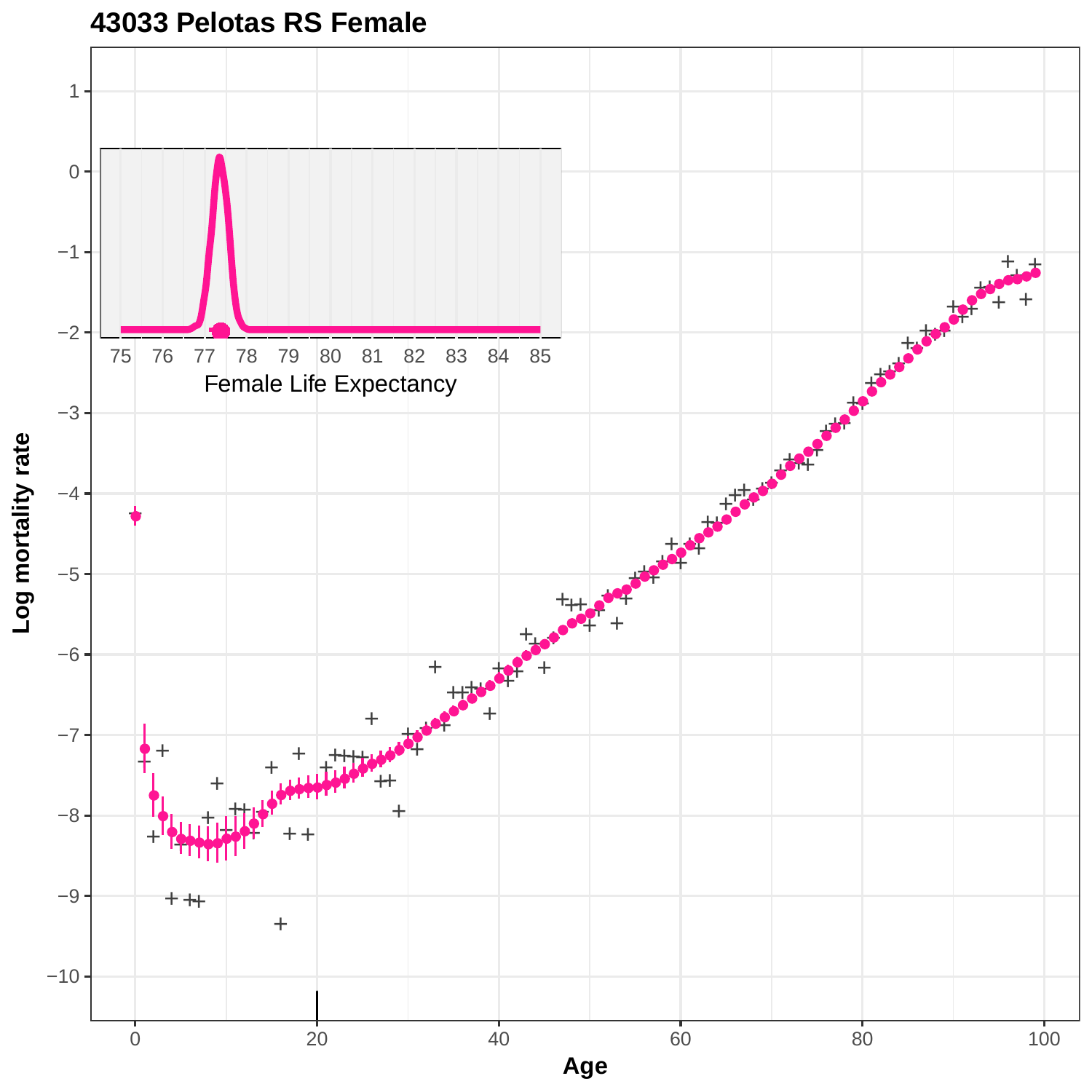# 43033 Pelotas RS Female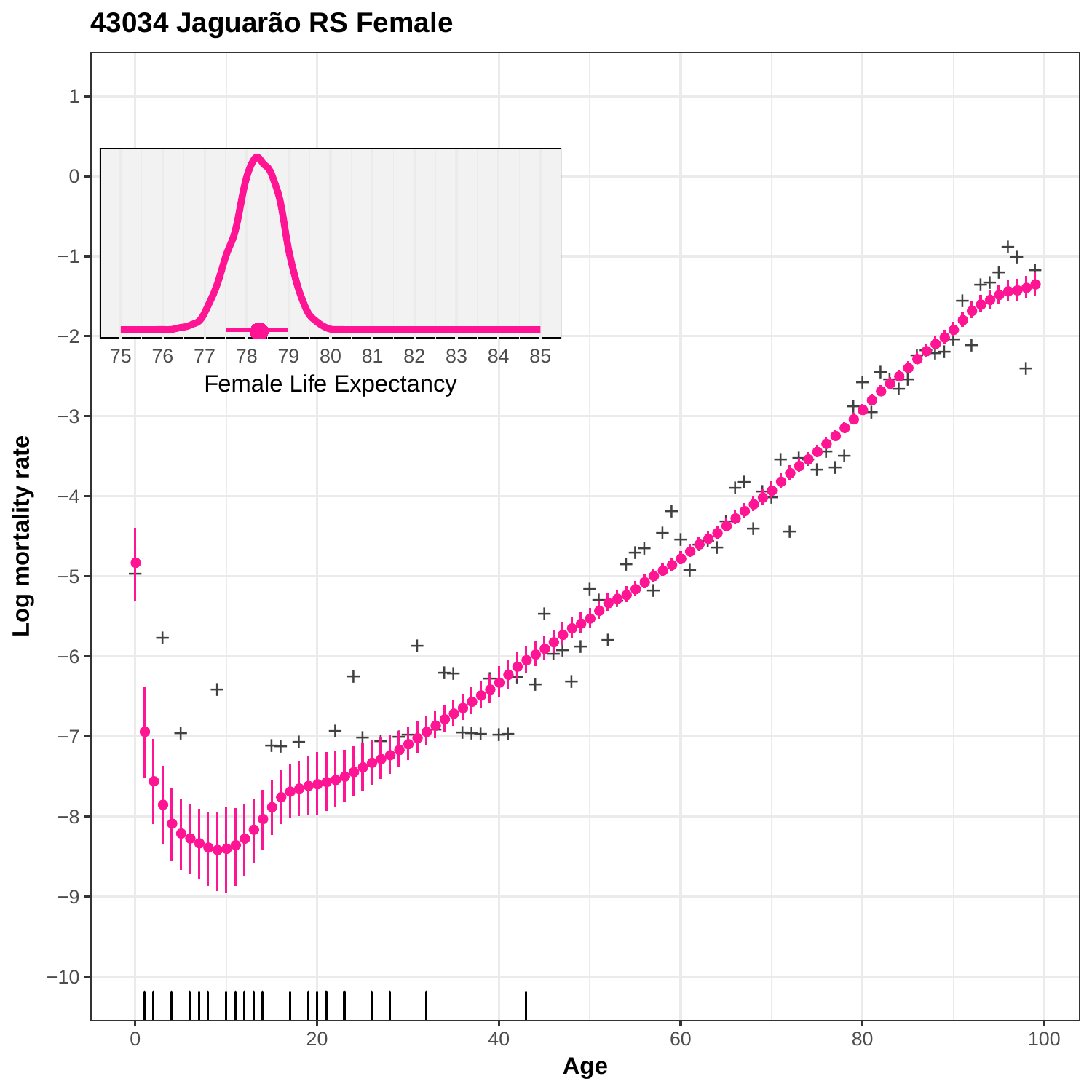# 43034 Jaguarão RS Female

Female Life Expectancy

Log mortality rate

Age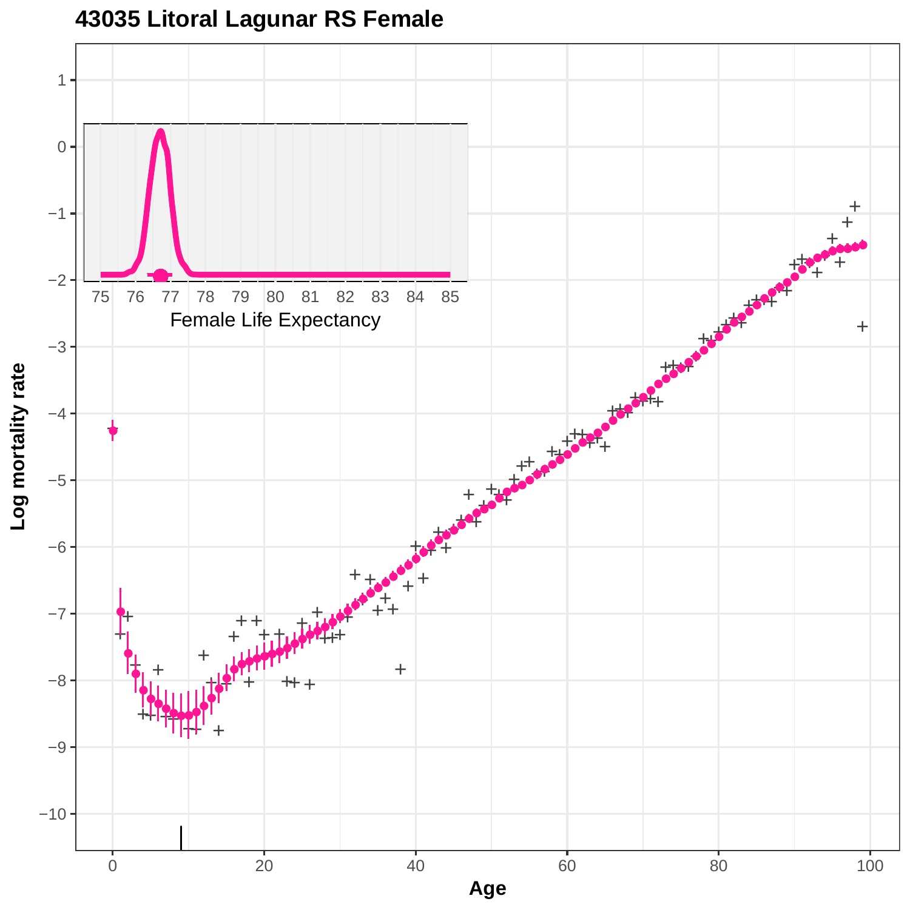43035 Litoral Lagunar RS Female

Log mortality rate

1
0
−1
−2
−3
−4
−5
−6
−7
−8
−9
−10

Age

0
20
40
60
80
100

75
76
77
78
79
80
81
82
83
84
85

Female Life Expectancy